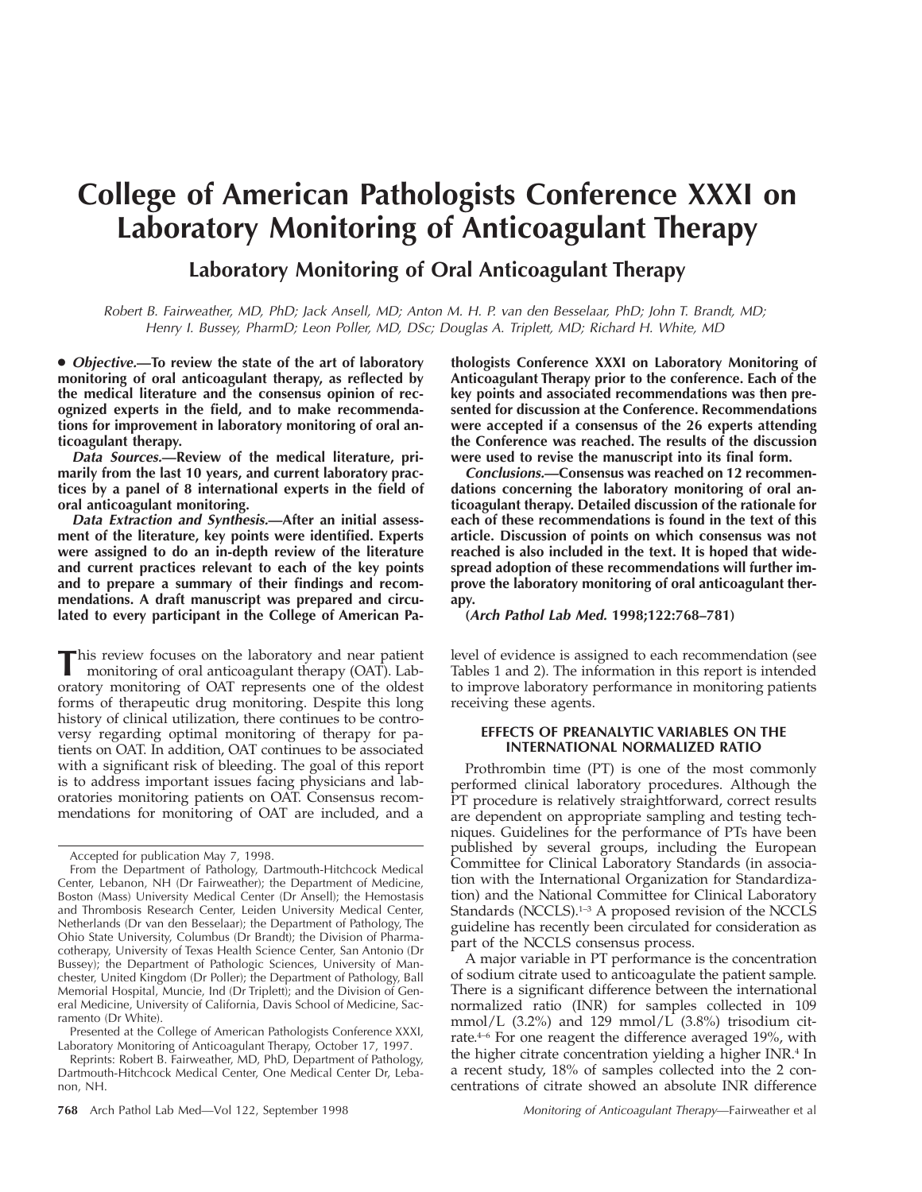# College of American Pathologists Conference XXXI on Laboratory Monitoring of Anticoagulant Therapy

## Laboratory Monitoring of Oral Anticoagulant Therapy

*Robert B. Fairweather, MD, PhD; Jack Ansell, MD; Anton M. H. P. van den Besselaar, PhD; John T. Brandt, MD; Henry I. Bussey, PharmD; Leon Poller, MD, DSc; Douglas A. Triplett, MD; Richard H. White, MD*

• ***Objective.*—To review the state of the art of laboratory monitoring of oral anticoagulant therapy, as reflected by the medical literature and the consensus opinion of recognized experts in the field, and to make recommendations for improvement in laboratory monitoring of oral anticoagulant therapy.**

***Data Sources.*—Review of the medical literature, primarily from the last 10 years, and current laboratory practices by a panel of 8 international experts in the field of oral anticoagulant monitoring.**

***Data Extraction and Synthesis.*—After an initial assessment of the literature, key points were identified. Experts were assigned to do an in-depth review of the literature and current practices relevant to each of the key points and to prepare a summary of their findings and recommendations. A draft manuscript was prepared and circulated to every participant in the College of American Pathologists Conference XXXI on Laboratory Monitoring of Anticoagulant Therapy prior to the conference. Each of the key points and associated recommendations was then presented for discussion at the Conference. Recommendations were accepted if a consensus of the 26 experts attending the Conference was reached. The results of the discussion were used to revise the manuscript into its final form.**

***Conclusions.*—Consensus was reached on 12 recommendations concerning the laboratory monitoring of oral anticoagulant therapy. Detailed discussion of the rationale for each of these recommendations is found in the text of this article. Discussion of points on which consensus was not reached is also included in the text. It is hoped that widespread adoption of these recommendations will further improve the laboratory monitoring of oral anticoagulant therapy.**

**(*Arch Pathol Lab Med.* 1998;122:768–781)**

This review focuses on the laboratory and near patient monitoring of oral anticoagulant therapy (OAT). Laboratory monitoring of OAT represents one of the oldest forms of therapeutic drug monitoring. Despite this long history of clinical utilization, there continues to be controversy regarding optimal monitoring of therapy for patients on OAT. In addition, OAT continues to be associated with a significant risk of bleeding. The goal of this report is to address important issues facing physicians and laboratories monitoring patients on OAT. Consensus recommendations for monitoring of OAT are included, and a level of evidence is assigned to each recommendation (see Tables 1 and 2). The information in this report is intended to improve laboratory performance in monitoring patients receiving these agents.

Accepted for publication May 7, 1998.

From the Department of Pathology, Dartmouth-Hitchcock Medical Center, Lebanon, NH (Dr Fairweather); the Department of Medicine, Boston (Mass) University Medical Center (Dr Ansell); the Hemostasis and Thrombosis Research Center, Leiden University Medical Center, Netherlands (Dr van den Besselaar); the Department of Pathology, The Ohio State University, Columbus (Dr Brandt); the Division of Pharmacotherapy, University of Texas Health Science Center, San Antonio (Dr Bussey); the Department of Pathologic Sciences, University of Manchester, United Kingdom (Dr Poller); the Department of Pathology, Ball Memorial Hospital, Muncie, Ind (Dr Triplett); and the Division of General Medicine, University of California, Davis School of Medicine, Sacramento (Dr White).

Presented at the College of American Pathologists Conference XXXI, Laboratory Monitoring of Anticoagulant Therapy, October 17, 1997.

Reprints: Robert B. Fairweather, MD, PhD, Department of Pathology, Dartmouth-Hitchcock Medical Center, One Medical Center Dr, Lebanon, NH.

### EFFECTS OF PREANALYTIC VARIABLES ON THE INTERNATIONAL NORMALIZED RATIO

Prothrombin time (PT) is one of the most commonly performed clinical laboratory procedures. Although the PT procedure is relatively straightforward, correct results are dependent on appropriate sampling and testing techniques. Guidelines for the performance of PTs have been published by several groups, including the European Committee for Clinical Laboratory Standards (in association with the International Organization for Standardization) and the National Committee for Clinical Laboratory Standards (NCCLS).[1–3] A proposed revision of the NCCLS guideline has recently been circulated for consideration as part of the NCCLS consensus process.

A major variable in PT performance is the concentration of sodium citrate used to anticoagulate the patient sample. There is a significant difference between the international normalized ratio (INR) for samples collected in 109 mmol/L (3.2%) and 129 mmol/L (3.8%) trisodium citrate.[4–6] For one reagent the difference averaged 19%, with the higher citrate concentration yielding a higher INR.[4] In a recent study, 18% of samples collected into the 2 concentrations of citrate showed an absolute INR difference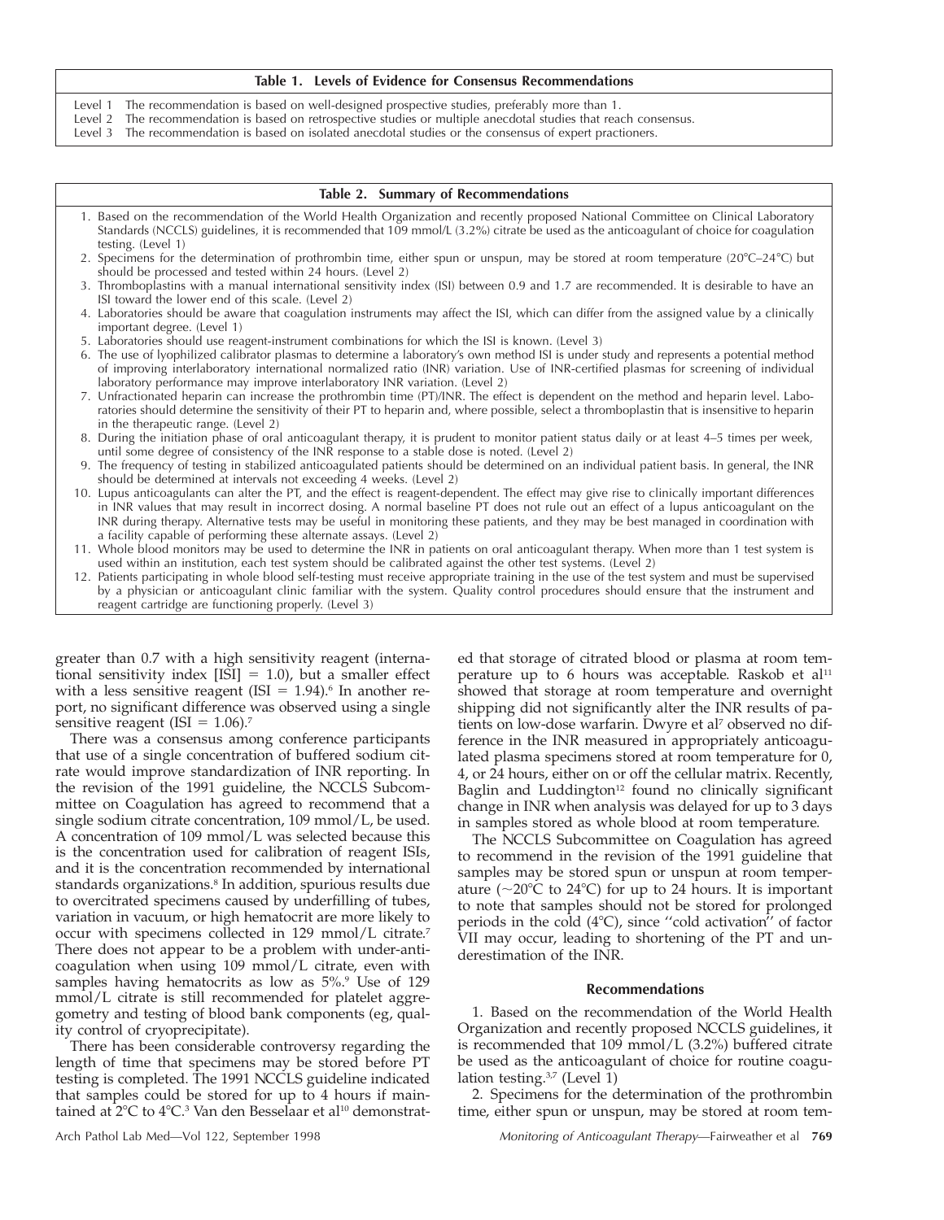**Table 1. Levels of Evidence for Consensus Recommendations**

| Level | Description |
|---|---|
| Level 1 | The recommendation is based on well-designed prospective studies, preferably more than 1. |
| Level 2 | The recommendation is based on retrospective studies or multiple anecdotal studies that reach consensus. |
| Level 3 | The recommendation is based on isolated anecdotal studies or the consensus of expert practioners. |

**Table 2. Summary of Recommendations**

1. Based on the recommendation of the World Health Organization and recently proposed National Committee on Clinical Laboratory Standards (NCCLS) guidelines, it is recommended that 109 mmol/L (3.2%) citrate be used as the anticoagulant of choice for coagulation testing. (Level 1)
2. Specimens for the determination of prothrombin time, either spun or unspun, may be stored at room temperature (20°C–24°C) but should be processed and tested within 24 hours. (Level 2)
3. Thromboplastins with a manual international sensitivity index (ISI) between 0.9 and 1.7 are recommended. It is desirable to have an ISI toward the lower end of this scale. (Level 2)
4. Laboratories should be aware that coagulation instruments may affect the ISI, which can differ from the assigned value by a clinically important degree. (Level 1)
5. Laboratories should use reagent-instrument combinations for which the ISI is known. (Level 3)
6. The use of lyophilized calibrator plasmas to determine a laboratory's own method ISI is under study and represents a potential method of improving interlaboratory international normalized ratio (INR) variation. Use of INR-certified plasmas for screening of individual laboratory performance may improve interlaboratory INR variation. (Level 2)
7. Unfractionated heparin can increase the prothrombin time (PT)/INR. The effect is dependent on the method and heparin level. Laboratories should determine the sensitivity of their PT to heparin and, where possible, select a thromboplastin that is insensitive to heparin in the therapeutic range. (Level 2)
8. During the initiation phase of oral anticoagulant therapy, it is prudent to monitor patient status daily or at least 4–5 times per week, until some degree of consistency of the INR response to a stable dose is noted. (Level 2)
9. The frequency of testing in stabilized anticoagulated patients should be determined on an individual patient basis. In general, the INR should be determined at intervals not exceeding 4 weeks. (Level 2)
10. Lupus anticoagulants can alter the PT, and the effect is reagent-dependent. The effect may give rise to clinically important differences in INR values that may result in incorrect dosing. A normal baseline PT does not rule out an effect of a lupus anticoagulant on the INR during therapy. Alternative tests may be useful in monitoring these patients, and they may be best managed in coordination with a facility capable of performing these alternate assays. (Level 2)
11. Whole blood monitors may be used to determine the INR in patients on oral anticoagulant therapy. When more than 1 test system is used within an institution, each test system should be calibrated against the other test systems. (Level 2)
12. Patients participating in whole blood self-testing must receive appropriate training in the use of the test system and must be supervised by a physician or anticoagulant clinic familiar with the system. Quality control procedures should ensure that the instrument and reagent cartridge are functioning properly. (Level 3)

greater than 0.7 with a high sensitivity reagent (international sensitivity index [ISI] = 1.0), but a smaller effect with a less sensitive reagent (ISI = 1.94).[6] In another report, no significant difference was observed using a single sensitive reagent (ISI = 1.06).[7]

There was a consensus among conference participants that use of a single concentration of buffered sodium citrate would improve standardization of INR reporting. In the revision of the 1991 guideline, the NCCLS Subcommittee on Coagulation has agreed to recommend that a single sodium citrate concentration, 109 mmol/L, be used. A concentration of 109 mmol/L was selected because this is the concentration used for calibration of reagent ISIs, and it is the concentration recommended by international standards organizations.[8] In addition, spurious results due to overcitrated specimens caused by underfilling of tubes, variation in vacuum, or high hematocrit are more likely to occur with specimens collected in 129 mmol/L citrate.[7] There does not appear to be a problem with under-anticoagulation when using 109 mmol/L citrate, even with samples having hematocrits as low as 5%.[9] Use of 129 mmol/L citrate is still recommended for platelet aggregometry and testing of blood bank components (eg, quality control of cryoprecipitate).

There has been considerable controversy regarding the length of time that specimens may be stored before PT testing is completed. The 1991 NCCLS guideline indicated that samples could be stored for up to 4 hours if maintained at 2°C to 4°C.[3] Van den Besselaar et al[10] demonstrated that storage of citrated blood or plasma at room temperature up to 6 hours was acceptable. Raskob et al[11] showed that storage at room temperature and overnight shipping did not significantly alter the INR results of patients on low-dose warfarin. Dwyre et al[7] observed no difference in the INR measured in appropriately anticoagulated plasma specimens stored at room temperature for 0, 4, or 24 hours, either on or off the cellular matrix. Recently, Baglin and Luddington[12] found no clinically significant change in INR when analysis was delayed for up to 3 days in samples stored as whole blood at room temperature.

The NCCLS Subcommittee on Coagulation has agreed to recommend in the revision of the 1991 guideline that samples may be stored spun or unspun at room temperature (~20°C to 24°C) for up to 24 hours. It is important to note that samples should not be stored for prolonged periods in the cold (4°C), since "cold activation" of factor VII may occur, leading to shortening of the PT and underestimation of the INR.

### Recommendations

1. Based on the recommendation of the World Health Organization and recently proposed NCCLS guidelines, it is recommended that 109 mmol/L (3.2%) buffered citrate be used as the anticoagulant of choice for routine coagulation testing.[3,7] (Level 1)

2. Specimens for the determination of the prothrombin time, either spun or unspun, may be stored at room tem-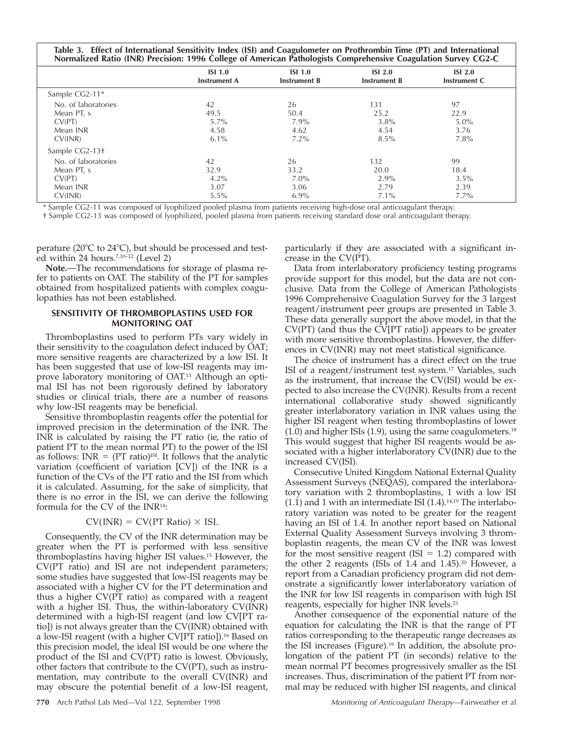**Table 3. Effect of International Sensitivity Index (ISI) and Coagulometer on Prothrombin Time (PT) and International Normalized Ratio (INR) Precision: 1996 College of American Pathologists Comprehensive Coagulation Survey CG2-C**

| | ISI 1.0 Instrument A | ISI 1.0 Instrument B | ISI 2.0 Instrument B | ISI 2.0 Instrument C |
|---|---|---|---|---|
| Sample CG2-11* | | | | |
| No. of laboratories | 42 | 26 | 131 | 97 |
| Mean PT, s | 49.5 | 50.4 | 25.2 | 22.9 |
| CV(PT) | 5.7% | 7.9% | 3.8% | 5.0% |
| Mean INR | 4.58 | 4.62 | 4.54 | 3.76 |
| CV(INR) | 6.1% | 7.2% | 8.5% | 7.8% |
| Sample CG2-13† | | | | |
| No. of laboratories | 42 | 26 | 132 | 99 |
| Mean PT, s | 32.9 | 33.2 | 20.0 | 18.4 |
| CV(PT) | 4.2% | 7.0% | 2.9% | 3.5% |
| Mean INR | 3.07 | 3.06 | 2.79 | 2.39 |
| CV(INR) | 5.5% | 6.9% | 7.1% | 7.7% |

\* Sample CG2-11 was composed of lyophilized pooled plasma from patients receiving high-dose oral anticoagulant therapy.

† Sample CG2-13 was composed of lyophilized, pooled plasma from patients receiving standard dose oral anticoagulant therapy.

perature (20°C to 24°C), but should be processed and tested within 24 hours.[7,10–12] (Level 2)

**Note.**—The recommendations for storage of plasma refer to patients on OAT. The stability of the PT for samples obtained from hospitalized patients with complex coagulopathies has not been established.

## SENSITIVITY OF THROMBOPLASTINS USED FOR MONITORING OAT

Thromboplastins used to perform PTs vary widely in their sensitivity to the coagulation defect induced by OAT; more sensitive reagents are characterized by a low ISI. It has been suggested that use of low-ISI reagents may improve laboratory monitoring of OAT.[13] Although an optimal ISI has not been rigorously defined by laboratory studies or clinical trials, there are a number of reasons why low-ISI reagents may be beneficial.

Sensitive thromboplastin reagents offer the potential for improved precision in the determination of the INR. The INR is calculated by raising the PT ratio (ie, the ratio of patient PT to the mean normal PT) to the power of the ISI as follows: $\text{INR} = (\text{PT ratio})^{\text{ISI}}$. It follows that the analytic variation (coefficient of variation [CV]) of the INR is a function of the CVs of the PT ratio and the ISI from which it is calculated. Assuming, for the sake of simplicity, that there is no error in the ISI, we can derive the following formula for the CV of the INR[14]:

$$\text{CV(INR)} = \text{CV(PT Ratio)} \times \text{ISI}.$$

Consequently, the CV of the INR determination may be greater when the PT is performed with less sensitive thromboplastins having higher ISI values.[15] However, the CV(PT ratio) and ISI are not independent parameters; some studies have suggested that low-ISI reagents may be associated with a higher CV for the PT determination and thus a higher CV(PT ratio) as compared with a reagent with a higher ISI. Thus, the within-laboratory CV(INR) determined with a high-ISI reagent (and low CV[PT ratio]) is not always greater than the CV(INR) obtained with a low-ISI reagent (with a higher CV[PT ratio]).[16] Based on this precision model, the ideal ISI would be one where the product of the ISI and CV(PT) ratio is lowest. Obviously, other factors that contribute to the CV(PT), such as instrumentation, may contribute to the overall CV(INR) and may obscure the potential benefit of a low-ISI reagent, particularly if they are associated with a significant increase in the CV(PT).

Data from interlaboratory proficiency testing programs provide support for this model, but the data are not conclusive. Data from the College of American Pathologists 1996 Comprehensive Coagulation Survey for the 3 largest reagent/instrument peer groups are presented in Table 3. These data generally support the above model, in that the CV(PT) (and thus the CV[PT ratio]) appears to be greater with more sensitive thromboplastins. However, the differences in CV(INR) may not meet statistical significance.

The choice of instrument has a direct effect on the true ISI of a reagent/instrument test system.[17] Variables, such as the instrument, that increase the CV(ISI) would be expected to also increase the CV(INR). Results from a recent international collaborative study showed significantly greater interlaboratory variation in INR values using the higher ISI reagent when testing thromboplastins of lower (1.0) and higher ISIs (1.9), using the same coagulometers.[18] This would suggest that higher ISI reagents would be associated with a higher interlaboratory CV(INR) due to the increased CV(ISI).

Consecutive United Kingdom National External Quality Assessment Surveys (NEQAS), compared the interlaboratory variation with 2 thromboplastins, 1 with a low ISI (1.1) and 1 with an intermediate ISI (1.4).[14,19] The interlaboratory variation was noted to be greater for the reagent having an ISI of 1.4. In another report based on National External Quality Assessment Surveys involving 3 thromboplastin reagents, the mean CV of the INR was lowest for the most sensitive reagent (ISI = 1.2) compared with the other 2 reagents (ISIs of 1.4 and 1.45).[20] However, a report from a Canadian proficiency program did not demonstrate a significantly lower interlaboratory variation of the INR for low ISI reagents in comparison with high ISI reagents, especially for higher INR levels.[21]

Another consequence of the exponential nature of the equation for calculating the INR is that the range of PT ratios corresponding to the therapeutic range decreases as the ISI increases (Figure).[19] In addition, the absolute prolongation of the patient PT (in seconds) relative to the mean normal PT becomes progressively smaller as the ISI increases. Thus, discrimination of the patient PT from normal may be reduced with higher ISI reagents, and clinical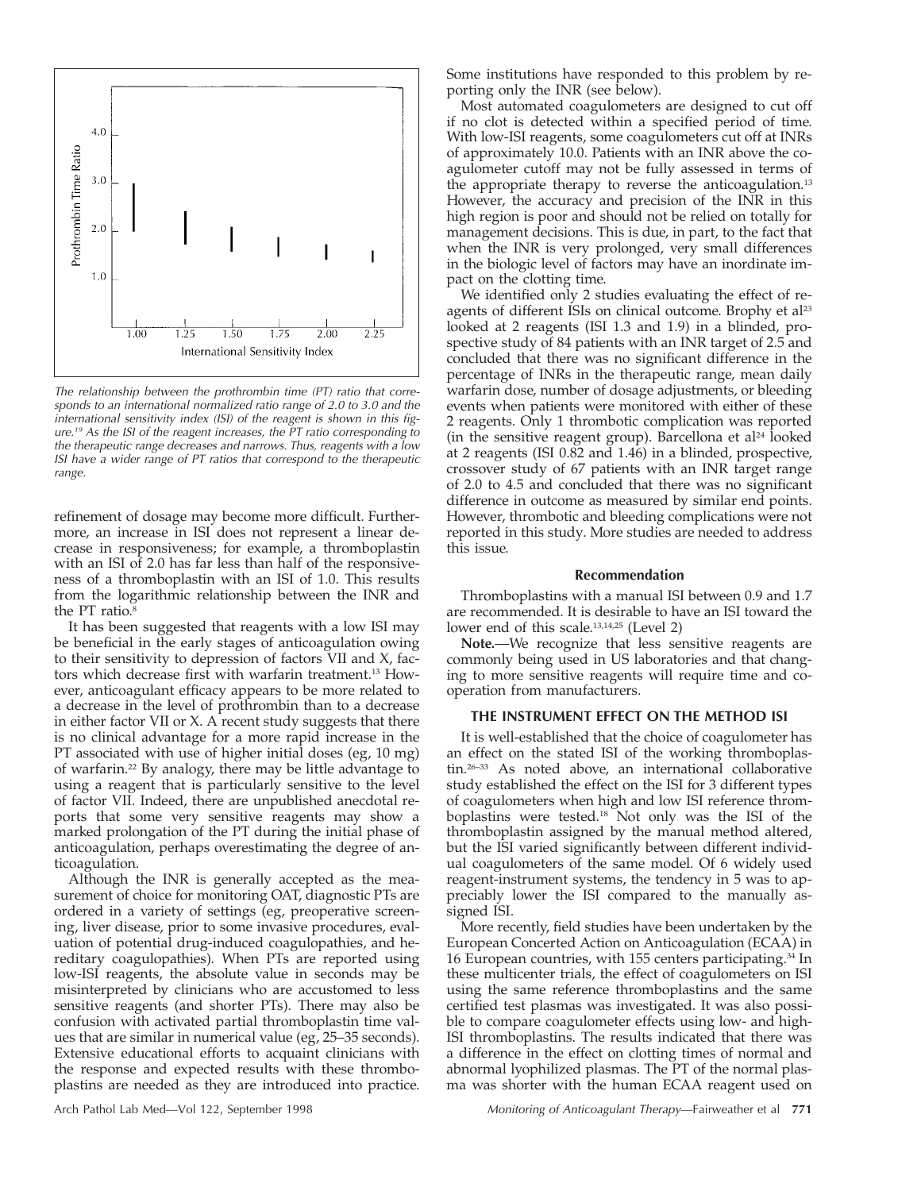*The relationship between the prothrombin time (PT) ratio that corresponds to an international normalized ratio range of 2.0 to 3.0 and the international sensitivity index (ISI) of the reagent is shown in this figure.[19] As the ISI of the reagent increases, the PT ratio corresponding to the therapeutic range decreases and narrows. Thus, reagents with a low ISI have a wider range of PT ratios that correspond to the therapeutic range.*

refinement of dosage may become more difficult. Furthermore, an increase in ISI does not represent a linear decrease in responsiveness; for example, a thromboplastin with an ISI of 2.0 has far less than half of the responsiveness of a thromboplastin with an ISI of 1.0. This results from the logarithmic relationship between the INR and the PT ratio.[8]

It has been suggested that reagents with a low ISI may be beneficial in the early stages of anticoagulation owing to their sensitivity to depression of factors VII and X, factors which decrease first with warfarin treatment.[13] However, anticoagulant efficacy appears to be more related to a decrease in the level of prothrombin than to a decrease in either factor VII or X. A recent study suggests that there is no clinical advantage for a more rapid increase in the PT associated with use of higher initial doses (eg, 10 mg) of warfarin.[22] By analogy, there may be little advantage to using a reagent that is particularly sensitive to the level of factor VII. Indeed, there are unpublished anecdotal reports that some very sensitive reagents may show a marked prolongation of the PT during the initial phase of anticoagulation, perhaps overestimating the degree of anticoagulation.

Although the INR is generally accepted as the measurement of choice for monitoring OAT, diagnostic PTs are ordered in a variety of settings (eg, preoperative screening, liver disease, prior to some invasive procedures, evaluation of potential drug-induced coagulopathies, and hereditary coagulopathies). When PTs are reported using low-ISI reagents, the absolute value in seconds may be misinterpreted by clinicians who are accustomed to less sensitive reagents (and shorter PTs). There may also be confusion with activated partial thromboplastin time values that are similar in numerical value (eg, 25–35 seconds). Extensive educational efforts to acquaint clinicians with the response and expected results with these thromboplastins are needed as they are introduced into practice. Some institutions have responded to this problem by reporting only the INR (see below).

Most automated coagulometers are designed to cut off if no clot is detected within a specified period of time. With low-ISI reagents, some coagulometers cut off at INRs of approximately 10.0. Patients with an INR above the coagulometer cutoff may not be fully assessed in terms of the appropriate therapy to reverse the anticoagulation.[13] However, the accuracy and precision of the INR in this high region is poor and should not be relied on totally for management decisions. This is due, in part, to the fact that when the INR is very prolonged, very small differences in the biologic level of factors may have an inordinate impact on the clotting time.

We identified only 2 studies evaluating the effect of reagents of different ISIs on clinical outcome. Brophy et al[23] looked at 2 reagents (ISI 1.3 and 1.9) in a blinded, prospective study of 84 patients with an INR target of 2.5 and concluded that there was no significant difference in the percentage of INRs in the therapeutic range, mean daily warfarin dose, number of dosage adjustments, or bleeding events when patients were monitored with either of these 2 reagents. Only 1 thrombotic complication was reported (in the sensitive reagent group). Barcellona et al[24] looked at 2 reagents (ISI 0.82 and 1.46) in a blinded, prospective, crossover study of 67 patients with an INR target range of 2.0 to 4.5 and concluded that there was no significant difference in outcome as measured by similar end points. However, thrombotic and bleeding complications were not reported in this study. More studies are needed to address this issue.

#### Recommendation

Thromboplastins with a manual ISI between 0.9 and 1.7 are recommended. It is desirable to have an ISI toward the lower end of this scale.[13,14,25] (Level 2)

**Note.**—We recognize that less sensitive reagents are commonly being used in US laboratories and that changing to more sensitive reagents will require time and cooperation from manufacturers.

### THE INSTRUMENT EFFECT ON THE METHOD ISI

It is well-established that the choice of coagulometer has an effect on the stated ISI of the working thromboplastin.[26–33] As noted above, an international collaborative study established the effect on the ISI for 3 different types of coagulometers when high and low ISI reference thromboplastins were tested.[18] Not only was the ISI of the thromboplastin assigned by the manual method altered, but the ISI varied significantly between different individual coagulometers of the same model. Of 6 widely used reagent-instrument systems, the tendency in 5 was to appreciably lower the ISI compared to the manually assigned ISI.

More recently, field studies have been undertaken by the European Concerted Action on Anticoagulation (ECAA) in 16 European countries, with 155 centers participating.[34] In these multicenter trials, the effect of coagulometers on ISI using the same reference thromboplastins and the same certified test plasmas was investigated. It was also possible to compare coagulometer effects using low- and high-ISI thromboplastins. The results indicated that there was a difference in the effect on clotting times of normal and abnormal lyophilized plasmas. The PT of the normal plasma was shorter with the human ECAA reagent used on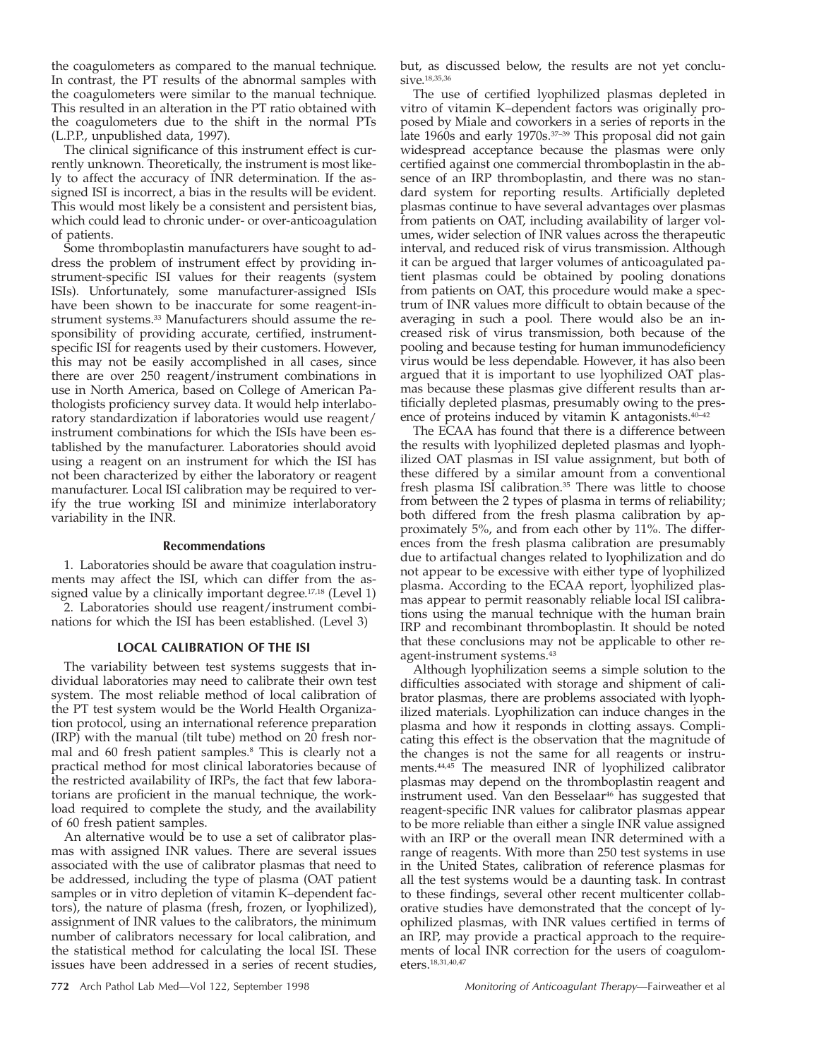the coagulometers as compared to the manual technique. In contrast, the PT results of the abnormal samples with the coagulometers were similar to the manual technique. This resulted in an alteration in the PT ratio obtained with the coagulometers due to the shift in the normal PTs (L.P.P., unpublished data, 1997).

The clinical significance of this instrument effect is currently unknown. Theoretically, the instrument is most likely to affect the accuracy of INR determination. If the assigned ISI is incorrect, a bias in the results will be evident. This would most likely be a consistent and persistent bias, which could lead to chronic under- or over-anticoagulation of patients.

Some thromboplastin manufacturers have sought to address the problem of instrument effect by providing instrument-specific ISI values for their reagents (system ISIs). Unfortunately, some manufacturer-assigned ISIs have been shown to be inaccurate for some reagent-instrument systems.[33] Manufacturers should assume the responsibility of providing accurate, certified, instrument-specific ISI for reagents used by their customers. However, this may not be easily accomplished in all cases, since there are over 250 reagent/instrument combinations in use in North America, based on College of American Pathologists proficiency survey data. It would help interlaboratory standardization if laboratories would use reagent/instrument combinations for which the ISIs have been established by the manufacturer. Laboratories should avoid using a reagent on an instrument for which the ISI has not been characterized by either the laboratory or reagent manufacturer. Local ISI calibration may be required to verify the true working ISI and minimize interlaboratory variability in the INR.

#### Recommendations

1. Laboratories should be aware that coagulation instruments may affect the ISI, which can differ from the assigned value by a clinically important degree.[17,18] (Level 1)
2. Laboratories should use reagent/instrument combinations for which the ISI has been established. (Level 3)

### LOCAL CALIBRATION OF THE ISI

The variability between test systems suggests that individual laboratories may need to calibrate their own test system. The most reliable method of local calibration of the PT test system would be the World Health Organization protocol, using an international reference preparation (IRP) with the manual (tilt tube) method on 20 fresh normal and 60 fresh patient samples.[8] This is clearly not a practical method for most clinical laboratories because of the restricted availability of IRPs, the fact that few laboratorians are proficient in the manual technique, the workload required to complete the study, and the availability of 60 fresh patient samples.

An alternative would be to use a set of calibrator plasmas with assigned INR values. There are several issues associated with the use of calibrator plasmas that need to be addressed, including the type of plasma (OAT patient samples or in vitro depletion of vitamin K–dependent factors), the nature of plasma (fresh, frozen, or lyophilized), assignment of INR values to the calibrators, the minimum number of calibrators necessary for local calibration, and the statistical method for calculating the local ISI. These issues have been addressed in a series of recent studies, but, as discussed below, the results are not yet conclusive.[18,35,36]

The use of certified lyophilized plasmas depleted in vitro of vitamin K–dependent factors was originally proposed by Miale and coworkers in a series of reports in the late 1960s and early 1970s.[37–39] This proposal did not gain widespread acceptance because the plasmas were only certified against one commercial thromboplastin in the absence of an IRP thromboplastin, and there was no standard system for reporting results. Artificially depleted plasmas continue to have several advantages over plasmas from patients on OAT, including availability of larger volumes, wider selection of INR values across the therapeutic interval, and reduced risk of virus transmission. Although it can be argued that larger volumes of anticoagulated patient plasmas could be obtained by pooling donations from patients on OAT, this procedure would make a spectrum of INR values more difficult to obtain because of the averaging in such a pool. There would also be an increased risk of virus transmission, both because of the pooling and because testing for human immunodeficiency virus would be less dependable. However, it has also been argued that it is important to use lyophilized OAT plasmas because these plasmas give different results than artificially depleted plasmas, presumably owing to the presence of proteins induced by vitamin K antagonists.[40–42]

The ECAA has found that there is a difference between the results with lyophilized depleted plasmas and lyophilized OAT plasmas in ISI value assignment, but both of these differed by a similar amount from a conventional fresh plasma ISI calibration.[35] There was little to choose from between the 2 types of plasma in terms of reliability; both differed from the fresh plasma calibration by approximately 5%, and from each other by 11%. The differences from the fresh plasma calibration are presumably due to artifactual changes related to lyophilization and do not appear to be excessive with either type of lyophilized plasma. According to the ECAA report, lyophilized plasmas appear to permit reasonably reliable local ISI calibrations using the manual technique with the human brain IRP and recombinant thromboplastin. It should be noted that these conclusions may not be applicable to other reagent-instrument systems.[43]

Although lyophilization seems a simple solution to the difficulties associated with storage and shipment of calibrator plasmas, there are problems associated with lyophilized materials. Lyophilization can induce changes in the plasma and how it responds in clotting assays. Complicating this effect is the observation that the magnitude of the changes is not the same for all reagents or instruments.[44,45] The measured INR of lyophilized calibrator plasmas may depend on the thromboplastin reagent and instrument used. Van den Besselaar[46] has suggested that reagent-specific INR values for calibrator plasmas appear to be more reliable than either a single INR value assigned with an IRP or the overall mean INR determined with a range of reagents. With more than 250 test systems in use in the United States, calibration of reference plasmas for all the test systems would be a daunting task. In contrast to these findings, several other recent multicenter collaborative studies have demonstrated that the concept of lyophilized plasmas, with INR values certified in terms of an IRP, may provide a practical approach to the requirements of local INR correction for the users of coagulometers.[18,31,40,47]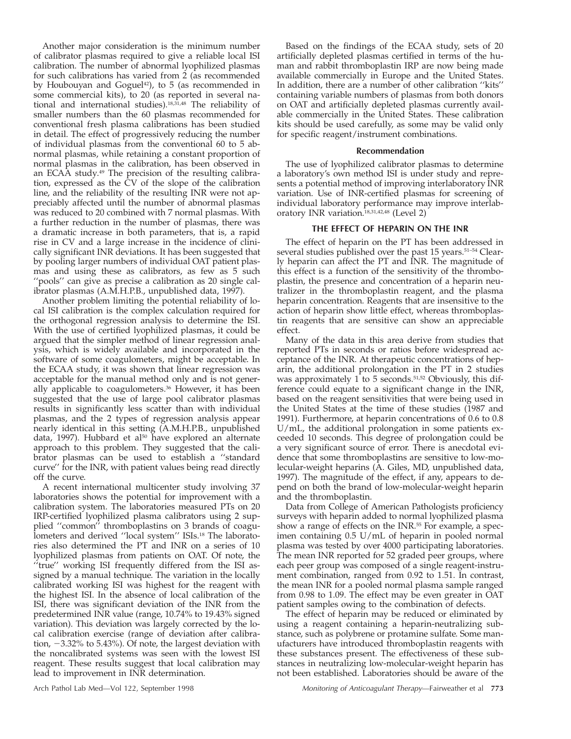Another major consideration is the minimum number of calibrator plasmas required to give a reliable local ISI calibration. The number of abnormal lyophilized plasmas for such calibrations has varied from 2 (as recommended by Houbouyan and Goguel[42]), to 5 (as recommended in some commercial kits), to 20 (as reported in several national and international studies).[18,31,48] The reliability of smaller numbers than the 60 plasmas recommended for conventional fresh plasma calibrations has been studied in detail. The effect of progressively reducing the number of individual plasmas from the conventional 60 to 5 abnormal plasmas, while retaining a constant proportion of normal plasmas in the calibration, has been observed in an ECAA study.[49] The precision of the resulting calibration, expressed as the CV of the slope of the calibration line, and the reliability of the resulting INR were not appreciably affected until the number of abnormal plasmas was reduced to 20 combined with 7 normal plasmas. With a further reduction in the number of plasmas, there was a dramatic increase in both parameters, that is, a rapid rise in CV and a large increase in the incidence of clinically significant INR deviations. It has been suggested that by pooling larger numbers of individual OAT patient plasmas and using these as calibrators, as few as 5 such "pools" can give as precise a calibration as 20 single calibrator plasmas (A.M.H.P.B., unpublished data, 1997).

Another problem limiting the potential reliability of local ISI calibration is the complex calculation required for the orthogonal regression analysis to determine the ISI. With the use of certified lyophilized plasmas, it could be argued that the simpler method of linear regression analysis, which is widely available and incorporated in the software of some coagulometers, might be acceptable. In the ECAA study, it was shown that linear regression was acceptable for the manual method only and is not generally applicable to coagulometers.[36] However, it has been suggested that the use of large pool calibrator plasmas results in significantly less scatter than with individual plasmas, and the 2 types of regression analysis appear nearly identical in this setting (A.M.H.P.B., unpublished data, 1997). Hubbard et al[50] have explored an alternate approach to this problem. They suggested that the calibrator plasmas can be used to establish a "standard curve" for the INR, with patient values being read directly off the curve.

A recent international multicenter study involving 37 laboratories shows the potential for improvement with a calibration system. The laboratories measured PTs on 20 IRP-certified lyophilized plasma calibrators using 2 supplied "common" thromboplastins on 3 brands of coagulometers and derived "local system" ISIs.[18] The laboratories also determined the PT and INR on a series of 10 lyophilized plasmas from patients on OAT. Of note, the "true" working ISI frequently differed from the ISI assigned by a manual technique. The variation in the locally calibrated working ISI was highest for the reagent with the highest ISI. In the absence of local calibration of the ISI, there was significant deviation of the INR from the predetermined INR value (range, 10.74% to 19.43% signed variation). This deviation was largely corrected by the local calibration exercise (range of deviation after calibration, −3.32% to 5.43%). Of note, the largest deviation with the noncalibrated systems was seen with the lowest ISI reagent. These results suggest that local calibration may lead to improvement in INR determination.

Based on the findings of the ECAA study, sets of 20 artificially depleted plasmas certified in terms of the human and rabbit thromboplastin IRP are now being made available commercially in Europe and the United States. In addition, there are a number of other calibration "kits" containing variable numbers of plasmas from both donors on OAT and artificially depleted plasmas currently available commercially in the United States. These calibration kits should be used carefully, as some may be valid only for specific reagent/instrument combinations.

#### Recommendation

The use of lyophilized calibrator plasmas to determine a laboratory's own method ISI is under study and represents a potential method of improving interlaboratory INR variation. Use of INR-certified plasmas for screening of individual laboratory performance may improve interlaboratory INR variation.[18,31,42,48] (Level 2)

## THE EFFECT OF HEPARIN ON THE INR

The effect of heparin on the PT has been addressed in several studies published over the past 15 years.[51–54] Clearly heparin can affect the PT and INR. The magnitude of this effect is a function of the sensitivity of the thromboplastin, the presence and concentration of a heparin neutralizer in the thromboplastin reagent, and the plasma heparin concentration. Reagents that are insensitive to the action of heparin show little effect, whereas thromboplastin reagents that are sensitive can show an appreciable effect.

Many of the data in this area derive from studies that reported PTs in seconds or ratios before widespread acceptance of the INR. At therapeutic concentrations of heparin, the additional prolongation in the PT in 2 studies was approximately 1 to 5 seconds.[51,52] Obviously, this difference could equate to a significant change in the INR, based on the reagent sensitivities that were being used in the United States at the time of these studies (1987 and 1991). Furthermore, at heparin concentrations of 0.6 to 0.8 U/mL, the additional prolongation in some patients exceeded 10 seconds. This degree of prolongation could be a very significant source of error. There is anecdotal evidence that some thromboplastins are sensitive to low-molecular-weight heparins (A. Giles, MD, unpublished data, 1997). The magnitude of the effect, if any, appears to depend on both the brand of low-molecular-weight heparin and the thromboplastin.

Data from College of American Pathologists proficiency surveys with heparin added to normal lyophilized plasma show a range of effects on the INR.[55] For example, a specimen containing 0.5 U/mL of heparin in pooled normal plasma was tested by over 4000 participating laboratories. The mean INR reported for 52 graded peer groups, where each peer group was composed of a single reagent-instrument combination, ranged from 0.92 to 1.51. In contrast, the mean INR for a pooled normal plasma sample ranged from 0.98 to 1.09. The effect may be even greater in OAT patient samples owing to the combination of defects.

The effect of heparin may be reduced or eliminated by using a reagent containing a heparin-neutralizing substance, such as polybrene or protamine sulfate. Some manufacturers have introduced thromboplastin reagents with these substances present. The effectiveness of these substances in neutralizing low-molecular-weight heparin has not been established. Laboratories should be aware of the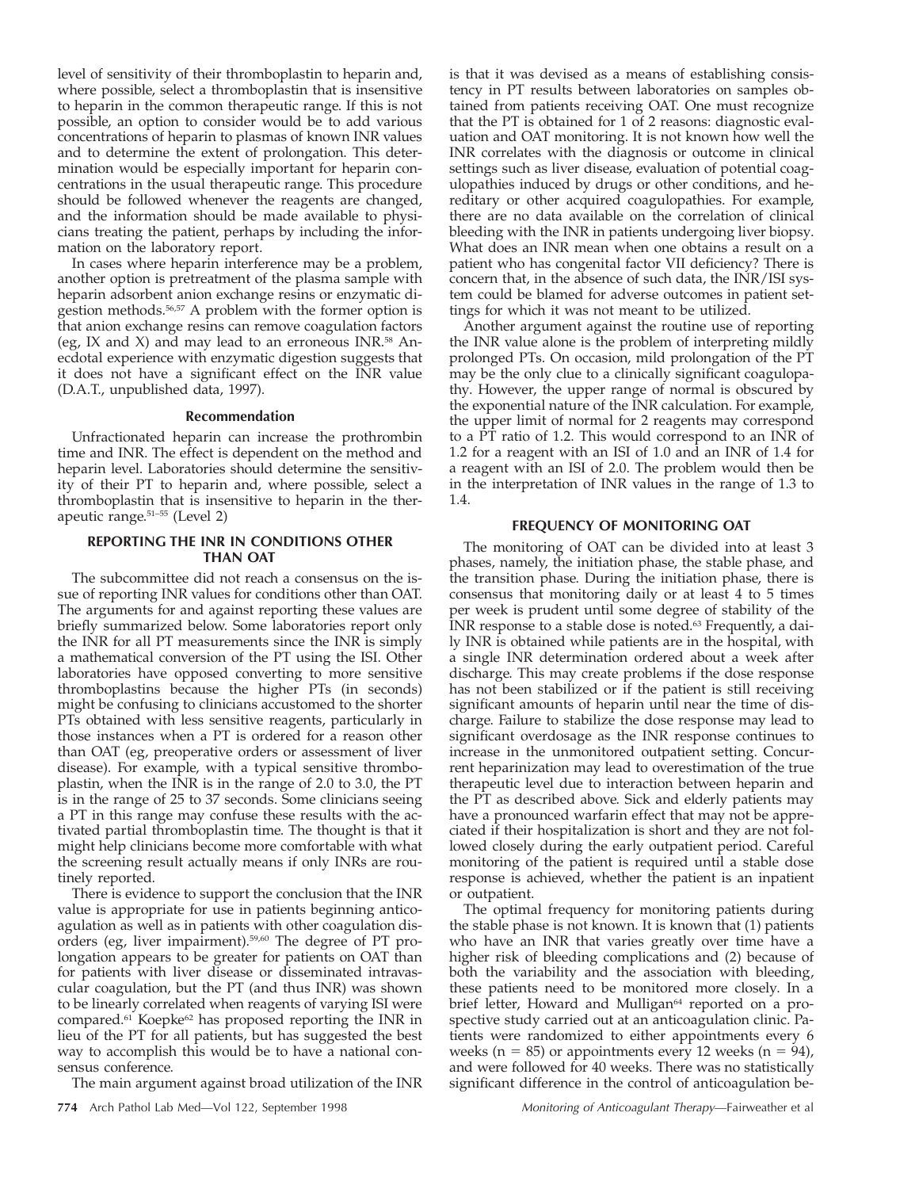level of sensitivity of their thromboplastin to heparin and, where possible, select a thromboplastin that is insensitive to heparin in the common therapeutic range. If this is not possible, an option to consider would be to add various concentrations of heparin to plasmas of known INR values and to determine the extent of prolongation. This determination would be especially important for heparin concentrations in the usual therapeutic range. This procedure should be followed whenever the reagents are changed, and the information should be made available to physicians treating the patient, perhaps by including the information on the laboratory report.

In cases where heparin interference may be a problem, another option is pretreatment of the plasma sample with heparin adsorbent anion exchange resins or enzymatic digestion methods.[56,57] A problem with the former option is that anion exchange resins can remove coagulation factors (eg, IX and X) and may lead to an erroneous INR.[58] Anecdotal experience with enzymatic digestion suggests that it does not have a significant effect on the INR value (D.A.T., unpublished data, 1997).

### Recommendation

Unfractionated heparin can increase the prothrombin time and INR. The effect is dependent on the method and heparin level. Laboratories should determine the sensitivity of their PT to heparin and, where possible, select a thromboplastin that is insensitive to heparin in the therapeutic range.[51–55] (Level 2)

## REPORTING THE INR IN CONDITIONS OTHER THAN OAT

The subcommittee did not reach a consensus on the issue of reporting INR values for conditions other than OAT. The arguments for and against reporting these values are briefly summarized below. Some laboratories report only the INR for all PT measurements since the INR is simply a mathematical conversion of the PT using the ISI. Other laboratories have opposed converting to more sensitive thromboplastins because the higher PTs (in seconds) might be confusing to clinicians accustomed to the shorter PTs obtained with less sensitive reagents, particularly in those instances when a PT is ordered for a reason other than OAT (eg, preoperative orders or assessment of liver disease). For example, with a typical sensitive thromboplastin, when the INR is in the range of 2.0 to 3.0, the PT is in the range of 25 to 37 seconds. Some clinicians seeing a PT in this range may confuse these results with the activated partial thromboplastin time. The thought is that it might help clinicians become more comfortable with what the screening result actually means if only INRs are routinely reported.

There is evidence to support the conclusion that the INR value is appropriate for use in patients beginning anticoagulation as well as in patients with other coagulation disorders (eg, liver impairment).[59,60] The degree of PT prolongation appears to be greater for patients on OAT than for patients with liver disease or disseminated intravascular coagulation, but the PT (and thus INR) was shown to be linearly correlated when reagents of varying ISI were compared.[61] Koepke[62] has proposed reporting the INR in lieu of the PT for all patients, but has suggested the best way to accomplish this would be to have a national consensus conference.

The main argument against broad utilization of the INR is that it was devised as a means of establishing consistency in PT results between laboratories on samples obtained from patients receiving OAT. One must recognize that the PT is obtained for 1 of 2 reasons: diagnostic evaluation and OAT monitoring. It is not known how well the INR correlates with the diagnosis or outcome in clinical settings such as liver disease, evaluation of potential coagulopathies induced by drugs or other conditions, and hereditary or other acquired coagulopathies. For example, there are no data available on the correlation of clinical bleeding with the INR in patients undergoing liver biopsy. What does an INR mean when one obtains a result on a patient who has congenital factor VII deficiency? There is concern that, in the absence of such data, the INR/ISI system could be blamed for adverse outcomes in patient settings for which it was not meant to be utilized.

Another argument against the routine use of reporting the INR value alone is the problem of interpreting mildly prolonged PTs. On occasion, mild prolongation of the PT may be the only clue to a clinically significant coagulopathy. However, the upper range of normal is obscured by the exponential nature of the INR calculation. For example, the upper limit of normal for 2 reagents may correspond to a PT ratio of 1.2. This would correspond to an INR of 1.2 for a reagent with an ISI of 1.0 and an INR of 1.4 for a reagent with an ISI of 2.0. The problem would then be in the interpretation of INR values in the range of 1.3 to 1.4.

## FREQUENCY OF MONITORING OAT

The monitoring of OAT can be divided into at least 3 phases, namely, the initiation phase, the stable phase, and the transition phase. During the initiation phase, there is consensus that monitoring daily or at least 4 to 5 times per week is prudent until some degree of stability of the INR response to a stable dose is noted.[63] Frequently, a daily INR is obtained while patients are in the hospital, with a single INR determination ordered about a week after discharge. This may create problems if the dose response has not been stabilized or if the patient is still receiving significant amounts of heparin until near the time of discharge. Failure to stabilize the dose response may lead to significant overdosage as the INR response continues to increase in the unmonitored outpatient setting. Concurrent heparinization may lead to overestimation of the true therapeutic level due to interaction between heparin and the PT as described above. Sick and elderly patients may have a pronounced warfarin effect that may not be appreciated if their hospitalization is short and they are not followed closely during the early outpatient period. Careful monitoring of the patient is required until a stable dose response is achieved, whether the patient is an inpatient or outpatient.

The optimal frequency for monitoring patients during the stable phase is not known. It is known that (1) patients who have an INR that varies greatly over time have a higher risk of bleeding complications and (2) because of both the variability and the association with bleeding, these patients need to be monitored more closely. In a brief letter, Howard and Mulligan[64] reported on a prospective study carried out at an anticoagulation clinic. Patients were randomized to either appointments every 6 weeks ($n = 85$) or appointments every 12 weeks ($n = 94$), and were followed for 40 weeks. There was no statistically significant difference in the control of anticoagulation be-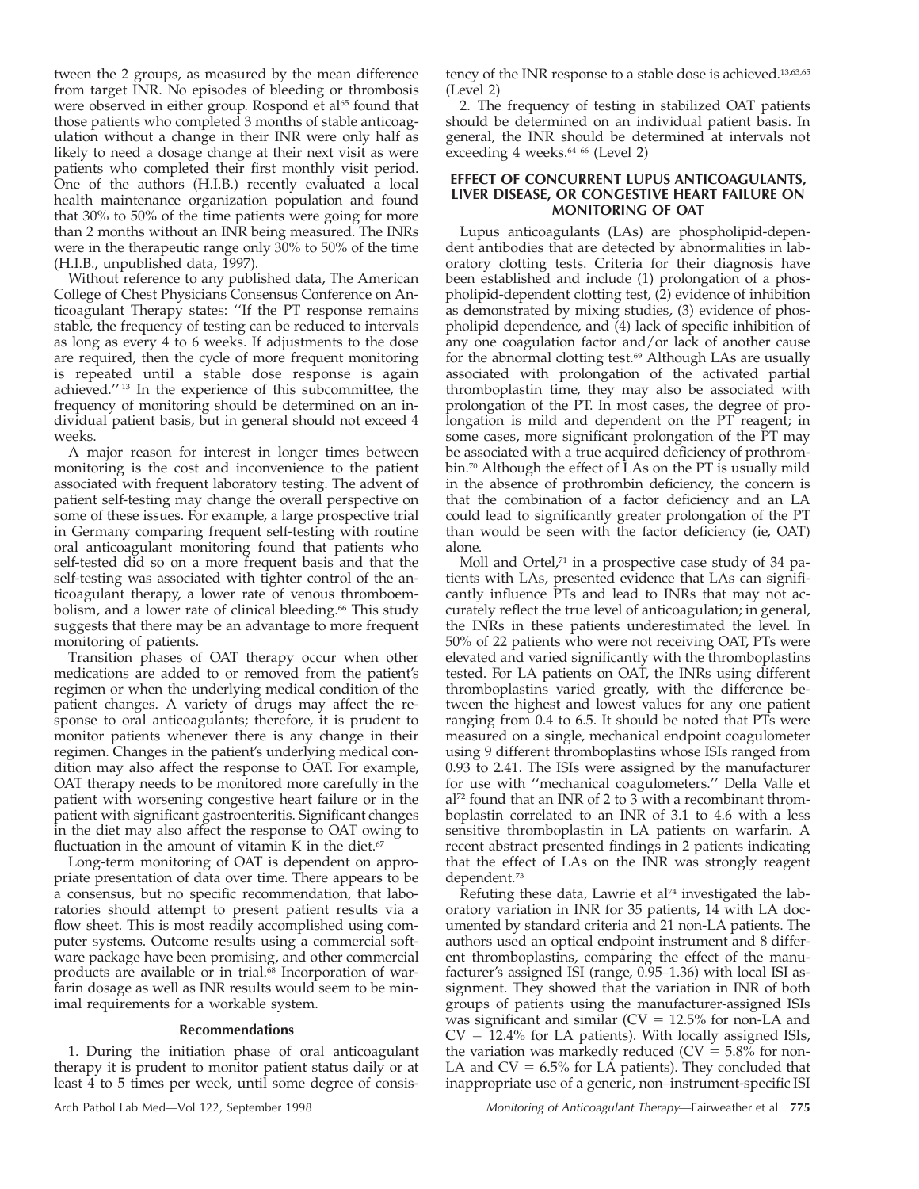tween the 2 groups, as measured by the mean difference from target INR. No episodes of bleeding or thrombosis were observed in either group. Rospond et al[65] found that those patients who completed 3 months of stable anticoagulation without a change in their INR were only half as likely to need a dosage change at their next visit as were patients who completed their first monthly visit period. One of the authors (H.I.B.) recently evaluated a local health maintenance organization population and found that 30% to 50% of the time patients were going for more than 2 months without an INR being measured. The INRs were in the therapeutic range only 30% to 50% of the time (H.I.B., unpublished data, 1997).

Without reference to any published data, The American College of Chest Physicians Consensus Conference on Anticoagulant Therapy states: ''If the PT response remains stable, the frequency of testing can be reduced to intervals as long as every 4 to 6 weeks. If adjustments to the dose are required, then the cycle of more frequent monitoring is repeated until a stable dose response is again achieved.''[13] In the experience of this subcommittee, the frequency of monitoring should be determined on an individual patient basis, but in general should not exceed 4 weeks.

A major reason for interest in longer times between monitoring is the cost and inconvenience to the patient associated with frequent laboratory testing. The advent of patient self-testing may change the overall perspective on some of these issues. For example, a large prospective trial in Germany comparing frequent self-testing with routine oral anticoagulant monitoring found that patients who self-tested did so on a more frequent basis and that the self-testing was associated with tighter control of the anticoagulant therapy, a lower rate of venous thromboembolism, and a lower rate of clinical bleeding.[66] This study suggests that there may be an advantage to more frequent monitoring of patients.

Transition phases of OAT therapy occur when other medications are added to or removed from the patient's regimen or when the underlying medical condition of the patient changes. A variety of drugs may affect the response to oral anticoagulants; therefore, it is prudent to monitor patients whenever there is any change in their regimen. Changes in the patient's underlying medical condition may also affect the response to OAT. For example, OAT therapy needs to be monitored more carefully in the patient with worsening congestive heart failure or in the patient with significant gastroenteritis. Significant changes in the diet may also affect the response to OAT owing to fluctuation in the amount of vitamin K in the diet.[67]

Long-term monitoring of OAT is dependent on appropriate presentation of data over time. There appears to be a consensus, but no specific recommendation, that laboratories should attempt to present patient results via a flow sheet. This is most readily accomplished using computer systems. Outcome results using a commercial software package have been promising, and other commercial products are available or in trial.[68] Incorporation of warfarin dosage as well as INR results would seem to be minimal requirements for a workable system.

### Recommendations

1. During the initiation phase of oral anticoagulant therapy it is prudent to monitor patient status daily or at least 4 to 5 times per week, until some degree of consistency of the INR response to a stable dose is achieved.[13,63,65] (Level 2)

2. The frequency of testing in stabilized OAT patients should be determined on an individual patient basis. In general, the INR should be determined at intervals not exceeding 4 weeks.[64–66] (Level 2)

## EFFECT OF CONCURRENT LUPUS ANTICOAGULANTS, LIVER DISEASE, OR CONGESTIVE HEART FAILURE ON MONITORING OF OAT

Lupus anticoagulants (LAs) are phospholipid-dependent antibodies that are detected by abnormalities in laboratory clotting tests. Criteria for their diagnosis have been established and include (1) prolongation of a phospholipid-dependent clotting test, (2) evidence of inhibition as demonstrated by mixing studies, (3) evidence of phospholipid dependence, and (4) lack of specific inhibition of any one coagulation factor and/or lack of another cause for the abnormal clotting test.[69] Although LAs are usually associated with prolongation of the activated partial thromboplastin time, they may also be associated with prolongation of the PT. In most cases, the degree of prolongation is mild and dependent on the PT reagent; in some cases, more significant prolongation of the PT may be associated with a true acquired deficiency of prothrombin.[70] Although the effect of LAs on the PT is usually mild in the absence of prothrombin deficiency, the concern is that the combination of a factor deficiency and an LA could lead to significantly greater prolongation of the PT than would be seen with the factor deficiency (ie, OAT) alone.

Moll and Ortel,[71] in a prospective case study of 34 patients with LAs, presented evidence that LAs can significantly influence PTs and lead to INRs that may not accurately reflect the true level of anticoagulation; in general, the INRs in these patients underestimated the level. In 50% of 22 patients who were not receiving OAT, PTs were elevated and varied significantly with the thromboplastins tested. For LA patients on OAT, the INRs using different thromboplastins varied greatly, with the difference between the highest and lowest values for any one patient ranging from 0.4 to 6.5. It should be noted that PTs were measured on a single, mechanical endpoint coagulometer using 9 different thromboplastins whose ISIs ranged from 0.93 to 2.41. The ISIs were assigned by the manufacturer for use with ''mechanical coagulometers.'' Della Valle et al[72] found that an INR of 2 to 3 with a recombinant thromboplastin correlated to an INR of 3.1 to 4.6 with a less sensitive thromboplastin in LA patients on warfarin. A recent abstract presented findings in 2 patients indicating that the effect of LAs on the INR was strongly reagent dependent.[73]

Refuting these data, Lawrie et al[74] investigated the laboratory variation in INR for 35 patients, 14 with LA documented by standard criteria and 21 non-LA patients. The authors used an optical endpoint instrument and 8 different thromboplastins, comparing the effect of the manufacturer's assigned ISI (range, 0.95–1.36) with local ISI assignment. They showed that the variation in INR of both groups of patients using the manufacturer-assigned ISIs was significant and similar (CV = 12.5% for non-LA and CV = 12.4% for LA patients). With locally assigned ISIs, the variation was markedly reduced (CV = 5.8% for non-LA and CV = 6.5% for LA patients). They concluded that inappropriate use of a generic, non–instrument-specific ISI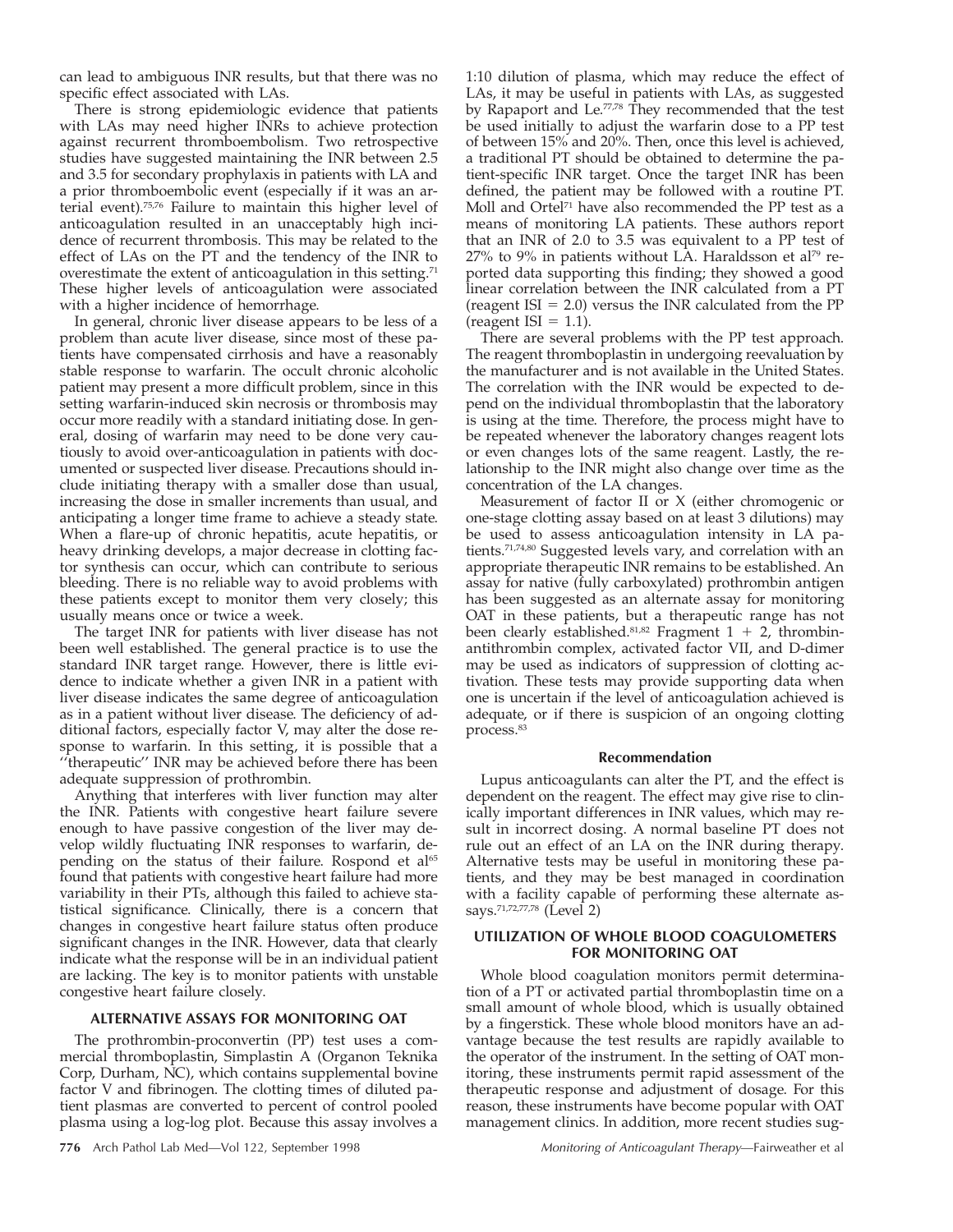can lead to ambiguous INR results, but that there was no specific effect associated with LAs.

There is strong epidemiologic evidence that patients with LAs may need higher INRs to achieve protection against recurrent thromboembolism. Two retrospective studies have suggested maintaining the INR between 2.5 and 3.5 for secondary prophylaxis in patients with LA and a prior thromboembolic event (especially if it was an arterial event).[75,76] Failure to maintain this higher level of anticoagulation resulted in an unacceptably high incidence of recurrent thrombosis. This may be related to the effect of LAs on the PT and the tendency of the INR to overestimate the extent of anticoagulation in this setting.[71] These higher levels of anticoagulation were associated with a higher incidence of hemorrhage.

In general, chronic liver disease appears to be less of a problem than acute liver disease, since most of these patients have compensated cirrhosis and have a reasonably stable response to warfarin. The occult chronic alcoholic patient may present a more difficult problem, since in this setting warfarin-induced skin necrosis or thrombosis may occur more readily with a standard initiating dose. In general, dosing of warfarin may need to be done very cautiously to avoid over-anticoagulation in patients with documented or suspected liver disease. Precautions should include initiating therapy with a smaller dose than usual, increasing the dose in smaller increments than usual, and anticipating a longer time frame to achieve a steady state. When a flare-up of chronic hepatitis, acute hepatitis, or heavy drinking develops, a major decrease in clotting factor synthesis can occur, which can contribute to serious bleeding. There is no reliable way to avoid problems with these patients except to monitor them very closely; this usually means once or twice a week.

The target INR for patients with liver disease has not been well established. The general practice is to use the standard INR target range. However, there is little evidence to indicate whether a given INR in a patient with liver disease indicates the same degree of anticoagulation as in a patient without liver disease. The deficiency of additional factors, especially factor V, may alter the dose response to warfarin. In this setting, it is possible that a "therapeutic" INR may be achieved before there has been adequate suppression of prothrombin.

Anything that interferes with liver function may alter the INR. Patients with congestive heart failure severe enough to have passive congestion of the liver may develop wildly fluctuating INR responses to warfarin, depending on the status of their failure. Rospond et al[65] found that patients with congestive heart failure had more variability in their PTs, although this failed to achieve statistical significance. Clinically, there is a concern that changes in congestive heart failure status often produce significant changes in the INR. However, data that clearly indicate what the response will be in an individual patient are lacking. The key is to monitor patients with unstable congestive heart failure closely.

## ALTERNATIVE ASSAYS FOR MONITORING OAT

The prothrombin-proconvertin (PP) test uses a commercial thromboplastin, Simplastin A (Organon Teknika Corp, Durham, NC), which contains supplemental bovine factor V and fibrinogen. The clotting times of diluted patient plasmas are converted to percent of control pooled plasma using a log-log plot. Because this assay involves a 1:10 dilution of plasma, which may reduce the effect of LAs, it may be useful in patients with LAs, as suggested by Rapaport and Le.[77,78] They recommended that the test be used initially to adjust the warfarin dose to a PP test of between 15% and 20%. Then, once this level is achieved, a traditional PT should be obtained to determine the patient-specific INR target. Once the target INR has been defined, the patient may be followed with a routine PT. Moll and Ortel[71] have also recommended the PP test as a means of monitoring LA patients. These authors report that an INR of 2.0 to 3.5 was equivalent to a PP test of 27% to 9% in patients without LA. Haraldsson et al[79] reported data supporting this finding; they showed a good linear correlation between the INR calculated from a PT (reagent ISI = 2.0) versus the INR calculated from the PP (reagent ISI = 1.1).

There are several problems with the PP test approach. The reagent thromboplastin in undergoing reevaluation by the manufacturer and is not available in the United States. The correlation with the INR would be expected to depend on the individual thromboplastin that the laboratory is using at the time. Therefore, the process might have to be repeated whenever the laboratory changes reagent lots or even changes lots of the same reagent. Lastly, the relationship to the INR might also change over time as the concentration of the LA changes.

Measurement of factor II or X (either chromogenic or one-stage clotting assay based on at least 3 dilutions) may be used to assess anticoagulation intensity in LA patients.[71,74,80] Suggested levels vary, and correlation with an appropriate therapeutic INR remains to be established. An assay for native (fully carboxylated) prothrombin antigen has been suggested as an alternate assay for monitoring OAT in these patients, but a therapeutic range has not been clearly established.[81,82] Fragment 1 + 2, thrombin-antithrombin complex, activated factor VII, and D-dimer may be used as indicators of suppression of clotting activation. These tests may provide supporting data when one is uncertain if the level of anticoagulation achieved is adequate, or if there is suspicion of an ongoing clotting process.[83]

### Recommendation

Lupus anticoagulants can alter the PT, and the effect is dependent on the reagent. The effect may give rise to clinically important differences in INR values, which may result in incorrect dosing. A normal baseline PT does not rule out an effect of an LA on the INR during therapy. Alternative tests may be useful in monitoring these patients, and they may be best managed in coordination with a facility capable of performing these alternate assays.[71,72,77,78] (Level 2)

## UTILIZATION OF WHOLE BLOOD COAGULOMETERS FOR MONITORING OAT

Whole blood coagulation monitors permit determination of a PT or activated partial thromboplastin time on a small amount of whole blood, which is usually obtained by a fingerstick. These whole blood monitors have an advantage because the test results are rapidly available to the operator of the instrument. In the setting of OAT monitoring, these instruments permit rapid assessment of the therapeutic response and adjustment of dosage. For this reason, these instruments have become popular with OAT management clinics. In addition, more recent studies sug-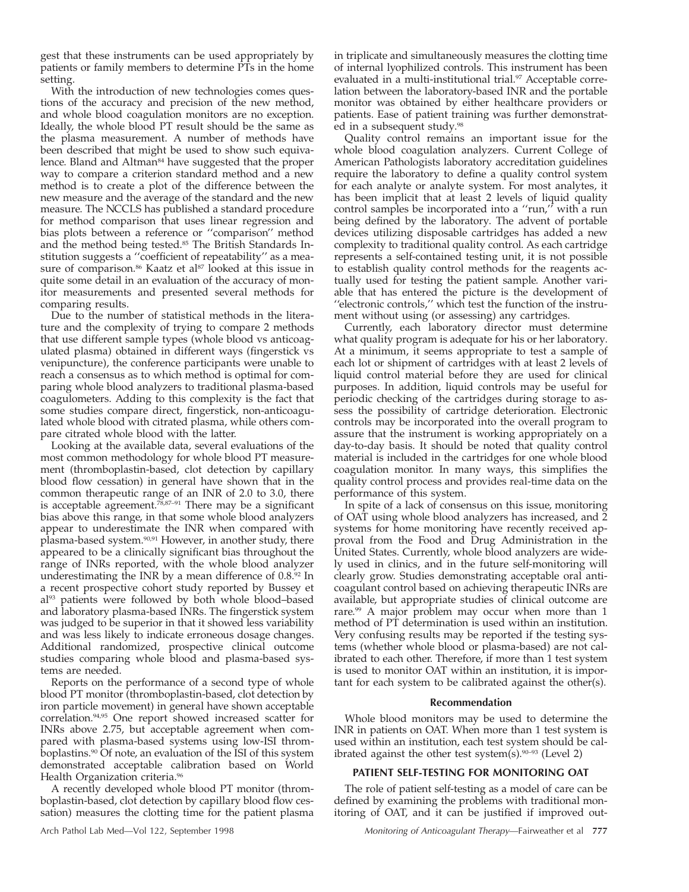gest that these instruments can be used appropriately by patients or family members to determine PTs in the home setting.

With the introduction of new technologies comes questions of the accuracy and precision of the new method, and whole blood coagulation monitors are no exception. Ideally, the whole blood PT result should be the same as the plasma measurement. A number of methods have been described that might be used to show such equivalence. Bland and Altman[84] have suggested that the proper way to compare a criterion standard method and a new method is to create a plot of the difference between the new measure and the average of the standard and the new measure. The NCCLS has published a standard procedure for method comparison that uses linear regression and bias plots between a reference or ''comparison'' method and the method being tested.[85] The British Standards Institution suggests a ''coefficient of repeatability'' as a measure of comparison.[86] Kaatz et al[87] looked at this issue in quite some detail in an evaluation of the accuracy of monitor measurements and presented several methods for comparing results.

Due to the number of statistical methods in the literature and the complexity of trying to compare 2 methods that use different sample types (whole blood vs anticoagulated plasma) obtained in different ways (fingerstick vs venipuncture), the conference participants were unable to reach a consensus as to which method is optimal for comparing whole blood analyzers to traditional plasma-based coagulometers. Adding to this complexity is the fact that some studies compare direct, fingerstick, non-anticoagulated whole blood with citrated plasma, while others compare citrated whole blood with the latter.

Looking at the available data, several evaluations of the most common methodology for whole blood PT measurement (thromboplastin-based, clot detection by capillary blood flow cessation) in general have shown that in the common therapeutic range of an INR of 2.0 to 3.0, there is acceptable agreement.[78,87–91] There may be a significant bias above this range, in that some whole blood analyzers appear to underestimate the INR when compared with plasma-based system.[90,91] However, in another study, there appeared to be a clinically significant bias throughout the range of INRs reported, with the whole blood analyzer underestimating the INR by a mean difference of 0.8.[92] In a recent prospective cohort study reported by Bussey et al[93] patients were followed by both whole blood–based and laboratory plasma-based INRs. The fingerstick system was judged to be superior in that it showed less variability and was less likely to indicate erroneous dosage changes. Additional randomized, prospective clinical outcome studies comparing whole blood and plasma-based systems are needed.

Reports on the performance of a second type of whole blood PT monitor (thromboplastin-based, clot detection by iron particle movement) in general have shown acceptable correlation.[94,95] One report showed increased scatter for INRs above 2.75, but acceptable agreement when compared with plasma-based systems using low-ISI thromboplastins.[90] Of note, an evaluation of the ISI of this system demonstrated acceptable calibration based on World Health Organization criteria.[96]

A recently developed whole blood PT monitor (thromboplastin-based, clot detection by capillary blood flow cessation) measures the clotting time for the patient plasma in triplicate and simultaneously measures the clotting time of internal lyophilized controls. This instrument has been evaluated in a multi-institutional trial.[97] Acceptable correlation between the laboratory-based INR and the portable monitor was obtained by either healthcare providers or patients. Ease of patient training was further demonstrated in a subsequent study.[98]

Quality control remains an important issue for the whole blood coagulation analyzers. Current College of American Pathologists laboratory accreditation guidelines require the laboratory to define a quality control system for each analyte or analyte system. For most analytes, it has been implicit that at least 2 levels of liquid quality control samples be incorporated into a ''run,'' with a run being defined by the laboratory. The advent of portable devices utilizing disposable cartridges has added a new complexity to traditional quality control. As each cartridge represents a self-contained testing unit, it is not possible to establish quality control methods for the reagents actually used for testing the patient sample. Another variable that has entered the picture is the development of ''electronic controls,'' which test the function of the instrument without using (or assessing) any cartridges.

Currently, each laboratory director must determine what quality program is adequate for his or her laboratory. At a minimum, it seems appropriate to test a sample of each lot or shipment of cartridges with at least 2 levels of liquid control material before they are used for clinical purposes. In addition, liquid controls may be useful for periodic checking of the cartridges during storage to assess the possibility of cartridge deterioration. Electronic controls may be incorporated into the overall program to assure that the instrument is working appropriately on a day-to-day basis. It should be noted that quality control material is included in the cartridges for one whole blood coagulation monitor. In many ways, this simplifies the quality control process and provides real-time data on the performance of this system.

In spite of a lack of consensus on this issue, monitoring of OAT using whole blood analyzers has increased, and 2 systems for home monitoring have recently received approval from the Food and Drug Administration in the United States. Currently, whole blood analyzers are widely used in clinics, and in the future self-monitoring will clearly grow. Studies demonstrating acceptable oral anticoagulant control based on achieving therapeutic INRs are available, but appropriate studies of clinical outcome are rare.[99] A major problem may occur when more than 1 method of PT determination is used within an institution. Very confusing results may be reported if the testing systems (whether whole blood or plasma-based) are not calibrated to each other. Therefore, if more than 1 test system is used to monitor OAT within an institution, it is important for each system to be calibrated against the other(s).

#### Recommendation

Whole blood monitors may be used to determine the INR in patients on OAT. When more than 1 test system is used within an institution, each test system should be calibrated against the other test system(s).[90–93] (Level 2)

### PATIENT SELF-TESTING FOR MONITORING OAT

The role of patient self-testing as a model of care can be defined by examining the problems with traditional monitoring of OAT, and it can be justified if improved out-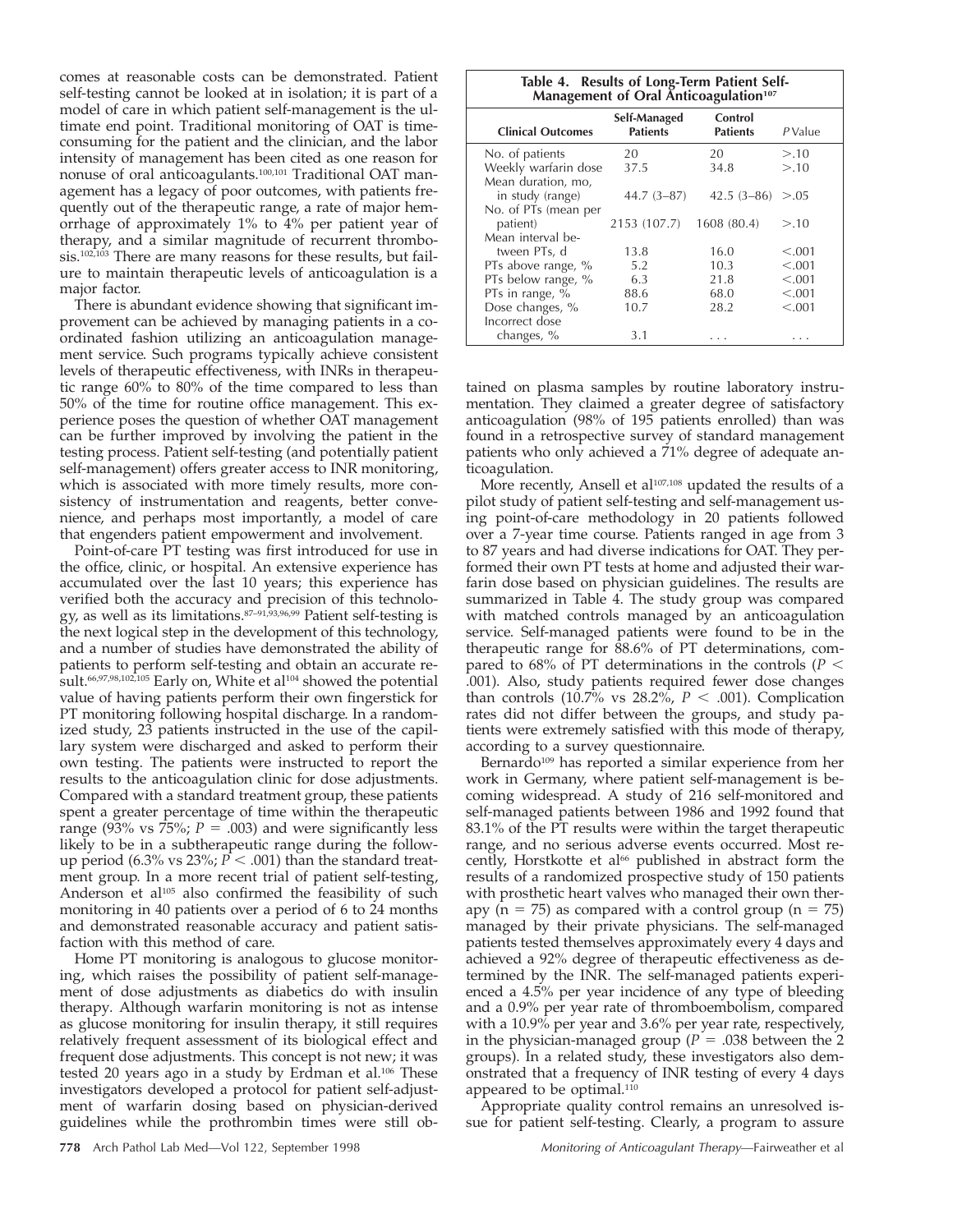comes at reasonable costs can be demonstrated. Patient self-testing cannot be looked at in isolation; it is part of a model of care in which patient self-management is the ultimate end point. Traditional monitoring of OAT is time-consuming for the patient and the clinician, and the labor intensity of management has been cited as one reason for nonuse of oral anticoagulants.[100,101] Traditional OAT management has a legacy of poor outcomes, with patients frequently out of the therapeutic range, a rate of major hemorrhage of approximately 1% to 4% per patient year of therapy, and a similar magnitude of recurrent thrombosis.[102,103] There are many reasons for these results, but failure to maintain therapeutic levels of anticoagulation is a major factor.

There is abundant evidence showing that significant improvement can be achieved by managing patients in a coordinated fashion utilizing an anticoagulation management service. Such programs typically achieve consistent levels of therapeutic effectiveness, with INRs in therapeutic range 60% to 80% of the time compared to less than 50% of the time for routine office management. This experience poses the question of whether OAT management can be further improved by involving the patient in the testing process. Patient self-testing (and potentially patient self-management) offers greater access to INR monitoring, which is associated with more timely results, more consistency of instrumentation and reagents, better convenience, and perhaps most importantly, a model of care that engenders patient empowerment and involvement.

Point-of-care PT testing was first introduced for use in the office, clinic, or hospital. An extensive experience has accumulated over the last 10 years; this experience has verified both the accuracy and precision of this technology, as well as its limitations.[87–91,93,96,99] Patient self-testing is the next logical step in the development of this technology, and a number of studies have demonstrated the ability of patients to perform self-testing and obtain an accurate result.[66,97,98,102,105] Early on, White et al[104] showed the potential value of having patients perform their own fingerstick for PT monitoring following hospital discharge. In a randomized study, 23 patients instructed in the use of the capillary system were discharged and asked to perform their own testing. The patients were instructed to report the results to the anticoagulation clinic for dose adjustments. Compared with a standard treatment group, these patients spent a greater percentage of time within the therapeutic range (93% vs 75%; $P = .003$) and were significantly less likely to be in a subtherapeutic range during the follow-up period (6.3% vs 23%; $P < .001$) than the standard treatment group. In a more recent trial of patient self-testing, Anderson et al[105] also confirmed the feasibility of such monitoring in 40 patients over a period of 6 to 24 months and demonstrated reasonable accuracy and patient satisfaction with this method of care.

Home PT monitoring is analogous to glucose monitoring, which raises the possibility of patient self-management of dose adjustments as diabetics do with insulin therapy. Although warfarin monitoring is not as intense as glucose monitoring for insulin therapy, it still requires relatively frequent assessment of its biological effect and frequent dose adjustments. This concept is not new; it was tested 20 years ago in a study by Erdman et al.[106] These investigators developed a protocol for patient self-adjustment of warfarin dosing based on physician-derived guidelines while the prothrombin times were still obtained on plasma samples by routine laboratory instrumentation. They claimed a greater degree of satisfactory anticoagulation (98% of 195 patients enrolled) than was found in a retrospective survey of standard management patients who only achieved a 71% degree of adequate anticoagulation.

**Table 4. Results of Long-Term Patient Self-Management of Oral Anticoagulation[107]**

| Clinical Outcomes | Self-Managed Patients | Control Patients | *P* Value |
|---|---|---|---|
| No. of patients | 20 | 20 | >.10 |
| Weekly warfarin dose | 37.5 | 34.8 | >.10 |
| Mean duration, mo, in study (range) | 44.7 (3–87) | 42.5 (3–86) | >.05 |
| No. of PTs (mean per patient) | 2153 (107.7) | 1608 (80.4) | >.10 |
| Mean interval between PTs, d | 13.8 | 16.0 | <.001 |
| PTs above range, % | 5.2 | 10.3 | <.001 |
| PTs below range, % | 6.3 | 21.8 | <.001 |
| PTs in range, % | 88.6 | 68.0 | <.001 |
| Dose changes, % | 10.7 | 28.2 | <.001 |
| Incorrect dose changes, % | 3.1 | . . . | . . . |

More recently, Ansell et al[107,108] updated the results of a pilot study of patient self-testing and self-management using point-of-care methodology in 20 patients followed over a 7-year time course. Patients ranged in age from 3 to 87 years and had diverse indications for OAT. They performed their own PT tests at home and adjusted their warfarin dose based on physician guidelines. The results are summarized in Table 4. The study group was compared with matched controls managed by an anticoagulation service. Self-managed patients were found to be in the therapeutic range for 88.6% of PT determinations, compared to 68% of PT determinations in the controls ($P < .001$). Also, study patients required fewer dose changes than controls (10.7% vs 28.2%, $P < .001$). Complication rates did not differ between the groups, and study patients were extremely satisfied with this mode of therapy, according to a survey questionnaire.

Bernardo[109] has reported a similar experience from her work in Germany, where patient self-management is becoming widespread. A study of 216 self-monitored and self-managed patients between 1986 and 1992 found that 83.1% of the PT results were within the target therapeutic range, and no serious adverse events occurred. Most recently, Horstkotte et al[66] published in abstract form the results of a randomized prospective study of 150 patients with prosthetic heart valves who managed their own therapy ($n = 75$) as compared with a control group ($n = 75$) managed by their private physicians. The self-managed patients tested themselves approximately every 4 days and achieved a 92% degree of therapeutic effectiveness as determined by the INR. The self-managed patients experienced a 4.5% per year incidence of any type of bleeding and a 0.9% per year rate of thromboembolism, compared with a 10.9% per year and 3.6% per year rate, respectively, in the physician-managed group ($P = .038$ between the 2 groups). In a related study, these investigators also demonstrated that a frequency of INR testing of every 4 days appeared to be optimal.[110]

Appropriate quality control remains an unresolved issue for patient self-testing. Clearly, a program to assure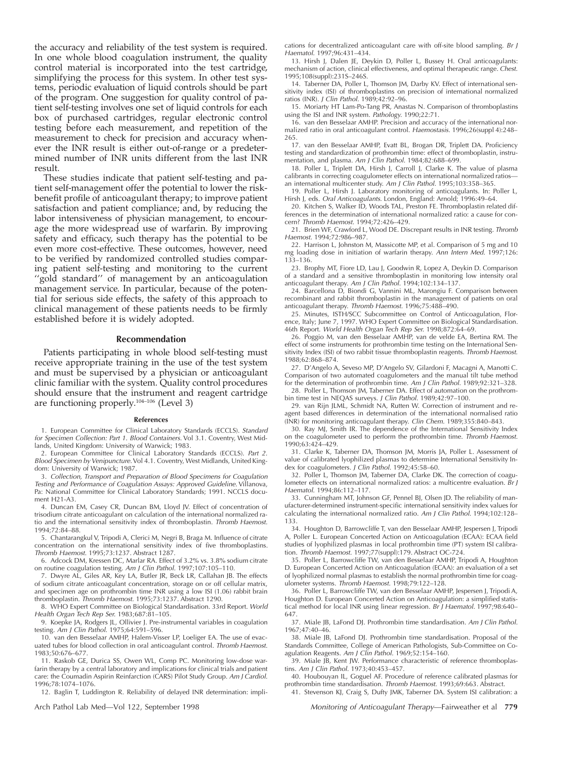the accuracy and reliability of the test system is required. In one whole blood coagulation instrument, the quality control material is incorporated into the test cartridge, simplifying the process for this system. In other test systems, periodic evaluation of liquid controls should be part of the program. One suggestion for quality control of patient self-testing involves one set of liquid controls for each box of purchased cartridges, regular electronic control testing before each measurement, and repetition of the measurement to check for precision and accuracy whenever the INR result is either out-of-range or a predetermined number of INR units different from the last INR result.

These studies indicate that patient self-testing and patient self-management offer the potential to lower the risk-benefit profile of anticoagulant therapy; to improve patient satisfaction and patient compliance; and, by reducing the labor intensiveness of physician management, to encourage the more widespread use of warfarin. By improving safety and efficacy, such therapy has the potential to be even more cost-effective. These outcomes, however, need to be verified by randomized controlled studies comparing patient self-testing and monitoring to the current ''gold standard'' of management by an anticoagulation management service. In particular, because of the potential for serious side effects, the safety of this approach to clinical management of these patients needs to be firmly established before it is widely adopted.

### Recommendation

Patients participating in whole blood self-testing must receive appropriate training in the use of the test system and must be supervised by a physician or anticoagulant clinic familiar with the system. Quality control procedures should ensure that the instrument and reagent cartridge are functioning properly.[104–106] (Level 3)

#### References

1. European Committee for Clinical Laboratory Standards (ECCLS). *Standard for Specimen Collection: Part 1. Blood Containers*. Vol 3.1. Coventry, West Midlands, United Kingdom: University of Warwick; 1983.
2. European Committee for Clinical Laboratory Standards (ECCLS). *Part 2. Blood Specimen by Venipuncture*. Vol 4.1. Coventry, West Midlands, United Kingdom: University of Warwick; 1987.
3. *Collection, Transport and Preparation of Blood Specimens for Coagulation Testing and Performance of Coagulation Assays: Approved Guideline*. Villanova, Pa: National Committee for Clinical Laboratory Standards; 1991. NCCLS document H21-A3.
4. Duncan EM, Casey CR, Duncan BM, Lloyd JV. Effect of concentration of trisodium citrate anticoagulant on calculation of the international normalized ratio and the international sensitivity index of thromboplastin. *Thromb Haemost.* 1994;72:84–88.
5. Chantarangkul V, Tripodi A, Clerici M, Negri B, Braga M. Influence of citrate concentration on the international sensitivity index of five thromboplastins. *Thromb Haemost.* 1995;73:1237. Abstract 1287.
6. Adcock DM, Kressen DC, Marlar RA. Effect of 3.2% vs. 3.8% sodium citrate on routine coagulation testing. *Am J Clin Pathol.* 1997;107:105–110.
7. Dwyre AL, Giles AR, Key LA, Butler JR, Beck LR, Callahan JB. The effects of sodium citrate anticoagulant concentration, storage on or off cellular matrix, and specimen age on prothrombin time INR using a low ISI (1.06) rabbit brain thromboplastin. *Thromb Haemost.* 1995;73:1237. Abstract 1290.
8. WHO Expert Committee on Biological Standardisation. 33rd Report. *World Health Organ Tech Rep Ser.* 1983;687:81–105.
9. Koepke JA, Rodgers JL, Ollivier J. Pre-instrumental variables in coagulation testing. *Am J Clin Pathol.* 1975;64:591–596.
10. van den Besselaar AMHP, Halem-Visser LP, Loeliger EA. The use of evacuated tubes for blood collection in oral anticoagulant control. *Thromb Haemost.* 1983;50:676–677.
11. Raskob GE, Durica SS, Owen WL, Comp PC. Monitoring low-dose warfarin therapy by a central laboratory and implications for clinical trials and patient care: the Coumadin Aspirin Reinfarction (CARS) Pilot Study Group. *Am J Cardiol.* 1996;78:1074–1076.
12. Baglin T, Luddington R. Reliability of delayed INR determination: implications for decentralized anticoagulant care with off-site blood sampling. *Br J Haematol.* 1997;96:431–434.
13. Hirsh J, Dalen JE, Deykin D, Poller L, Bussey H. Oral anticoagulants: mechanism of action, clinical effectiveness, and optimal therapeutic range. *Chest.* 1995;108(suppl):231S–246S.
14. Taberner DA, Poller L, Thomson JM, Darby KV. Effect of international sensitivity index (ISI) of thromboplastins on precision of international normalized ratios (INR). *J Clin Pathol.* 1989;42:92–96.
15. Moriarty HT Lam-Po-Tang PR, Anastas N. Comparison of thromboplastins using the ISI and INR system. *Pathology.* 1990;22:71.
16. van den Besselaar AMHP. Precision and accuracy of the international normalized ratio in oral anticoagulant control. *Haemostasis.* 1996;26(suppl 4):248–265.
17. van den Besselaar AMHP, Evatt BL, Brogan DR, Triplett DA. Proficiency testing and standardization of prothrombin time: effect of thromboplastin, instrumentation, and plasma. *Am J Clin Pathol.* 1984;82:688–699.
18. Poller L, Triplett DA, Hirsh J, Carroll J, Clarke K. The value of plasma calibrants in correcting coagulometer effects on international normalized ratios—an international multicenter study. *Am J Clin Pathol.* 1995;103:358–365.
19. Poller L, Hirsh J. Laboratory monitoring of anticoagulants. In: Poller L, Hirsh J, eds. *Oral Anticoagulants.* London, England: Arnold; 1996:49–64.
20. Kitchen S, Walker ID, Woods TAL, Preston FE. Thromboplastin related differences in the determination of international normalized ratio: a cause for concern? *Thromb Haemost.* 1994;72:426–429.
21. Brien WF, Crawford L, Wood DE. Discrepant results in INR testing. *Thromb Haemost.* 1994;72:986–987.
22. Harrison L, Johnston M, Massicotte MP, et al. Comparison of 5 mg and 10 mg loading dose in initiation of warfarin therapy. *Ann Intern Med.* 1997;126:133–136.
23. Brophy MT, Fiore LD, Lau J, Goodwin R, Lopez A, Deykin D. Comparison of a standard and a sensitive thromboplastin in monitoring low intensity oral anticoagulant therapy. *Am J Clin Pathol.* 1994;102:134–137.
24. Barcellona D, Biondi G, Vannini ML, Marongiu F. Comparison between recombinant and rabbit thromboplastin in the management of patients on oral anticoagulant therapy. *Thromb Haemost.* 1996;75:488–490.
25. Minutes, ISTH/SCC Subcommittee on Control of Anticoagulation, Florence, Italy; June 7, 1997. WHO Expert Committee on Biological Standardisation. 46th Report. *World Health Organ Tech Rep Ser.* 1998;872:64–69.
26. Poggio M, van den Besselaar AMHP, van de velde EA, Bertina RM. The effect of some instruments for prothrombin time testing on the International Sensitivity Index (ISI) of two rabbit tissue thromboplastin reagents. *Thromb Haemost.* 1988;62:868–874.
27. D'Angelo A, Seveso MP, D'Angelo SV, Gilardoni F, Macagni A, Manotti C. Comparison of two automated coagulometers and the manual tilt tube method for the determination of prothrombin time. *Am J Clin Pathol.* 1989;92:321–328.
28. Poller L, Thomson JM, Taberner DA. Effect of automation on the prothrombin time test in NEQAS surveys. *J Clin Pathol.* 1989;42:97–100.
29. van Rijn JLML, Schmidt NA, Rutten W. Correction of instrument and reagent based differences in determination of the international normalised ratio (INR) for monitoring anticoagulant therapy. *Clin Chem.* 1989;355:840–843.
30. Ray MJ, Smith IR. The dependence of the International Sensitivity Index on the coagulometer used to perform the prothrombin time. *Thromb Haemost.* 1990;63:424–429.
31. Clarke K, Taberner DA, Thomson JM, Morris JA, Poller L. Assessment of value of calibrated lyophilized plasmas to determine International Sensitivity Index for coagulometers. *J Clin Pathol.* 1992;45:58–60.
32. Poller L, Thomson JM, Taberner DA, Clarke DK. The correction of coagulometer effects on international normalized ratios: a multicentre evaluation. *Br J Haematol.* 1994;86:112–117.
33. Cunningham MT, Johnson GF, Pennel BJ, Olsen JD. The reliability of manufacturer-determined instrument-specific international sensitivity index values for calculating the international normalized ratio. *Am J Clin Pathol.* 1994;102:128–133.
34. Houghton D, Barrowcliffe T, van den Besselaar AMHP, Jespersen J, Tripodi A, Poller L. European Concerted Action on Anticoagulation (ECAA): ECAA field studies of lyophilized plasmas in local prothrombin time (PT) system ISI calibration. *Thromb Haemost.* 1997;77(suppl):179. Abstract OC-724.
35. Poller L, Barrowcliffe TW, van den Besselaar AMHP, Tripodi A, Houghton D. European Concerted Action on Anticoagulation (ECAA): an evaluation of a set of lyophilized normal plasmas to establish the normal prothrombin time for coagulometer systems. *Thromb Haemost.* 1998;79:122–128.
36. Poller L, Barrowcliffe TW, van den Besselaar AMHP, Jespersen J, Tripodi A, Houghton D. European Concerted Action on Anticoagulation: a simplified statistical method for local INR using linear regression. *Br J Haematol.* 1997;98:640–647.
37. Miale JB, LaFond DJ. Prothrombin time standardisation. *Am J Clin Pathol.* 1967;47:40–46.
38. Miale JB, LaFond DJ. Prothrombin time standardisation. Proposal of the Standards Committee, College of American Pathologists, Sub-Committee on Coagulation Reagents. *Am J Clin Pathol.* 1969;52:154–160.
39. Miale JB, Kent JW. Performance characteristic of reference thromboplastins. *Am J Clin Pathol.* 1973;40:453–457.
40. Houbouyan IL, Goguel AF. Procedure of reference calibrated plasmas for prothrombin time standardisation. *Thromb Haemost.* 1993;69:663. Abstract.
41. Stevenson KJ, Craig S, Dufty JMK, Taberner DA. System ISI calibration: a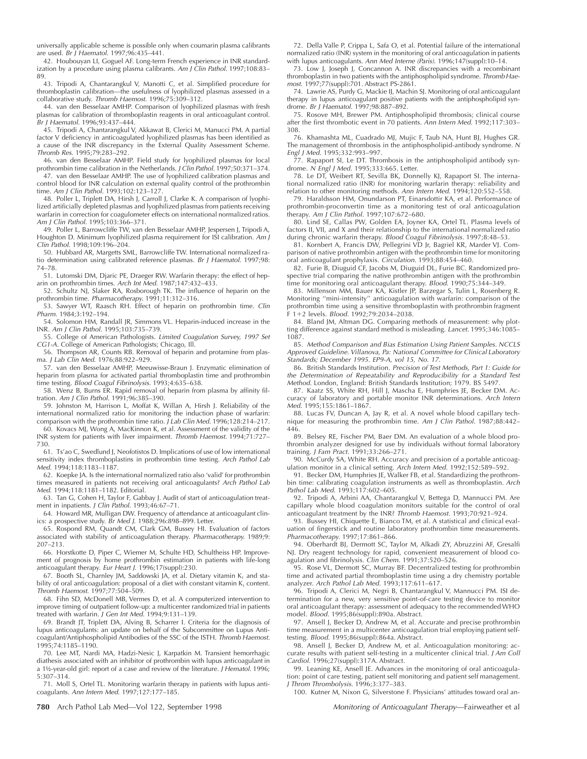universally applicable scheme is possible only when coumarin plasma calibrants are used. *Br J Haematol.* 1997;96:435–441.

42. Houbouyan LI, Goguel AF. Long-term French experience in INR standardization by a procedure using plasma calibrants. *Am J Clin Pathol.* 1997;108:83–89.

43. Tripodi A, Chantarangkul V, Manotti C, et al. Simplified procedure for thromboplastin calibration—the usefulness of lyophilized plasmas assessed in a collaborative study. *Thromb Haemost.* 1996;75:309–312.

44. van den Besselaar AMHP. Comparison of lyophilized plasmas with fresh plasmas for calibration of thromboplastin reagents in oral anticoagulant control. *Br J Haematol.* 1996;93:437–444.

45. Tripodi A, Chantarangkul V, Akkawat B, Clerici M, Manucci PM. A partial factor V deficiency in anticoagulated lyophilized plasmas has been identified as a cause of the INR discrepancy in the External Quality Assessment Scheme. *Thromb Res.* 1995;79:283–292.

46. van den Besselaar AMHP. Field study for lyophilized plasmas for local prothrombin time calibration in the Netherlands. *J Clin Pathol.* 1997;50:371–374.

47. van den Besselaar AMHP. The use of lyophilized calibration plasmas and control blood for INR calculation on external quality control of the prothrombin time. *Am J Clin Pathol.* 1993;102:123–127.

48. Poller L, Triplett DA, Hirsh J, Carroll J, Clarke K. A comparison of lyophilized artificially depleted plasmas and lyophilized plasmas from patients receiving warfarin in correction for coagulometer effects on international normalized ratios. *Am J Clin Pathol.* 1995;103:366–371.

49. Poller L, Barrowcliffe TW, van den Besselaar AMHP, Jespersen J, Tripodi A, Houghton D. Minimum lyophilized plasma requirement for ISI calibration. *Am J Clin Pathol.* 1998;109:196–204.

50. Hubbard AR, Margetts SML, Barrowcliffe TW. International normalized ratio determination using calibrated reference plasmas. *Br J Haematol.* 1997;98:74–78.

51. Lutomski DM, Djaric PE, Draeger RW. Warfarin therapy: the effect of heparin on prothrombin times. *Arch Int Med.* 1987;147:432–433.

52. Schultz NJ, Slaker RA, Rosborough TK. The influence of heparin on the prothrombin time. *Pharmacotherapy.* 1991;11:312–316.

53. Sawyer WT, Raasch RH. Effect of heparin on prothrombin time. *Clin Pharm.* 1984;3:192–194.

54. Solomon HM, Randall JR, Simmons VL. Heparin-induced increase in the INR. *Am J Clin Pathol.* 1995;103:735–739.

55. College of American Pathologists. *Limited Coagulation Survey, 1997 Set CG1-A.* College of American Pathologists; Chicago, Ill.

56. Thompson AR, Counts RB. Removal of heparin and protamine from plasma. *J Lab Clin Med.* 1976;88:922–929.

57. van den Besselaar AMHP, Meeuwisse-Braun J. Enzymatic elimination of heparin from plasma for activated partial thromboplastin time and prothrombin time testing. *Blood Coagul Fibrinolysis.* 1993;4:635–638.

58. Wenz B, Burns ER. Rapid removal of heparin from plasma by affinity filtration. *Am J Clin Pathol.* 1991;96:385–390.

59. Johnston M, Harrison L, Moffat K, Willan A, Hirsh J. Reliability of the international normalized ratio for monitoring the induction phase of warfarin: comparison with the prothrombin time ratio. *J Lab Clin Med.* 1996;128:214–217.

60. Kovacs MJ, Wong A, MacKinnon K, et al. Assessment of the validity of the INR system for patients with liver impairment. *Thromb Haemost.* 1994;71:727–730.

61. Ts'ao C, Swedlund J, Neofotistos D. Implications of use of low international sensitivity index thromboplastins in prothrombin time testing. *Arch Pathol Lab Med.* 1994;118:1183–1187.

62. Koepke JA. Is the international normalized ratio also 'valid' for prothrombin times measured in patients not receiving oral anticoagulants? *Arch Pathol Lab Med.* 1994;118:1181–1182. Editorial.

63. Tan G, Cohen H, Taylor F, Gabbay J. Audit of start of anticoagulation treatment in inpatients. *J Clin Pathol.* 1993;46:67–71.

64. Howard MR, Mulligan DW. Frequency of attendance at anticoagulant clinics: a prospective study. *Br Med J.* 1988;296:898–899. Letter.

65. Rospond RM, Quandt CM, Clark GM, Bussey HI. Evaluation of factors associated with stability of anticoagulation therapy. *Pharmacotherapy.* 1989;9:207–213.

66. Horstkotte D, Piper C, Wiemer M, Schulte HD, Schultheiss HP. Improvement of prognosis by home prothrombin estimation in patients with life-long anticoagulant therapy. *Eur Heart J.* 1996;17(suppl):230.

67. Booth SL, Charnley JM, Saddowski JA, et al. Dietary vitamin $K_1$ and stability of oral anticoagulation: proposal of a diet with constant vitamin $K_1$ content. *Thromb Haemost.* 1997;77:504–509.

68. Fihn SD, McDonell MB, Vermes D, et al. A computerized intervention to improve timing of outpatient follow-up: a multicenter randomized trial in patients treated with warfarin. *J Gen Int Med.* 1994;9:131–139.

69. Brandt JT, Triplett DA, Alving B, Scharrer I. Criteria for the diagnosis of lupus anticoagulants: an update on behalf of the Subcommittee on Lupus Anticoagulant/Antiphospholipid Antibodies of the SSC of the ISTH. *Thromb Haemost.* 1995;74:1185–1190.

70. Lee MT, Nardi MA, Hadzi-Nesic J, Karpatkin M. Transient hemorrhagic diathesis associated with an inhibitor of prothrombin with lupus anticoagulant in a 1½-year-old girl: report of a case and review of the literature. *J Hematol.* 1996;5:307–314.

71. Moll S, Ortel TL. Monitoring warfarin therapy in patients with lupus anticoagulants. *Ann Intern Med.* 1997;127:177–185.

72. Della Valle P, Crippa L, Safa O, et al. Potential failure of the international normalized ratio (INR) system in the monitoring of oral anticoagulation in patients with lupus anticoagulants. *Ann Med Interne (Paris).* 1996;147(suppl):10–14.

73. Low J, Joseph J, Concannon A. INR discrepancies with a recombinant thromboplastin in two patients with the antiphospholipid syndrome. *Thromb Haemost.* 1997;77(suppl):701. Abstract PS-2861.

74. Lawrie AS, Purdy G, Mackie IJ, Machin SJ. Monitoring of oral anticoagulant therapy in lupus anticoagulant positive patients with the antiphospholipid syndrome. *Br J Haematol.* 1997;98:887–892.

75. Rosove MH, Brewer PM. Antiphospholipid thrombosis; clinical course after the first thrombotic event in 70 patients. *Ann Intern Med.* 1992;117:303–308.

76. Khamashta ML, Cuadrado MJ, Mujic F, Taub NA, Hunt BJ, Hughes GR. The management of thrombosis in the antiphospholipid-antibody syndrome. *N Engl J Med.* 1995;332:993–997.

77. Rapaport SI, Le DT. Thrombosis in the antiphospholipid antibody syndrome. *N Engl J Med.* 1995;333:665. Letter.

78. Le DT, Weibert RT, Sevilla BK, Donnelly KJ, Rapaport SI. The international normalized ratio (INR) for monitoring warfarin therapy: reliability and relation to other monitoring methods. *Ann Intern Med.* 1994;120:552–558.

79. Haraldsson HM, Onundarson PT, Einarsdottir KA, et al. Performance of prothrombin-proconvertin time as a monitoring test of oral anticoagulation therapy. *Am J Clin Pathol.* 1997;107:672–680.

80. Lind SE, Callas PW, Golden EA, Joyner KA, Ortel TL. Plasma levels of factors II, VII, and X and their relationship to the international normalized ratio during chronic warfarin therapy. *Blood Coagul Fibrinolysis.* 1997;8:48–53.

81. Kornbert A, Francis DW, Pellegrini VD Jr, Bagriel KR, Marder VJ. Comparison of native prothrombin antigen with the prothrombin time for monitoring oral anticoagulant prophylaxis. *Circulation.* 1993;88:454–460.

82. Furie B, Diuguid CF, Jacobs M, Diuguid DL, Furie BC. Randomized prospective trial comparing the native prothrombin antigen with the prothrombin time for monitoring oral anticoagulant therapy. *Blood.* 1990;75:344–349.

83. Millenson MM, Bauer KA, Kistler JP, Barzegar S, Tulin L, Rosenberg R. Monitoring "mini-intensity" anticoagulation with warfarin: comparison of the prothrombin time using a sensitive thromboplastin with prothrombin fragment F 1+2 levels. *Blood.* 1992;79:2034–2038.

84. Bland JM, Altman DG. Comparing methods of measurement: why plotting difference against standard method is misleading. *Lancet.* 1995;346:1085–1087.

85. *Method Comparison and Bias Estimation Using Patient Samples. NCCLS Approved Guideline. Villanova, Pa: National Committee for Clinical Laboratory Standards; December 1995. EP9-A, vol 15, No. 17.*

86. British Standards Institution. *Precision of Test Methods, Part 1: Guide for the Determination of Repeatability and Reproducibility for a Standard Test Method.* London, England: British Standards Institution; 1979. BS 5497.

87. Kaatz SS, White RH, Hill J, Mascha E, Humphries JE, Becker DM. Accuracy of laboratory and portable monitor INR determinations. *Arch Intern Med.* 1995;155:1861–1867.

88. Lucas FV, Duncan A, Jay R, et al. A novel whole blood capillary technique for measuring the prothrombin time. *Am J Clin Pathol.* 1987;88:442–446.

89. Belsey RE, Fischer PM, Baer DM. An evaluation of a whole blood prothrombin analyzer designed for use by individuals without formal laboratory training. *J Fam Pract.* 1991;33:266–271.

90. McCurdy SA, White RH. Accuracy and precision of a portable anticoagulation monitor in a clinical setting. *Arch Intern Med.* 1992;152:589–592.

91. Becker DM, Humphries JE, Walker FB, et al. Standardizing the prothrombin time: calibrating coagulation instruments as well as thromboplastin. *Arch Pathol Lab Med.* 1993;117:602–605.

92. Tripodi A, Arbini AA, Chantarangkul V, Bettega D, Mannucci PM. Are capillary whole blood coagulation monitors suitable for the control of oral anticoagulant treatment by the INR? *Thromb Haemost.* 1993;70:921–924.

93. Bussey HI, Chiquette E, Bianco TM, et al. A statistical and clinical evaluation of fingerstick and routine laboratory prothrombin time measurements. *Pharmacotherapy.* 1997;17:861–866.

94. Oberhardt BJ, Dermott SC, Taylor M, Alkadi ZY, Abruzzini AF, Gresalfi NJ. Dry reagent technology for rapid, convenient measurement of blood coagulation and fibrinolysis. *Clin Chem.* 1991;37:520–526.

95. Rose VL, Dermott SC, Murray BF. Decentralized testing for prothrombin time and activated partial thromboplastin time using a dry chemistry portable analyzer. *Arch Pathol Lab Med.* 1993;117:611–617.

96. Tripodi A, Clerici M, Negri B, Chantarangkul V, Mannucci PM. ISI determination for a new, very sensitive point-of-care testing device to monitor oral anticoagulant therapy: assessment of adequacy to the recommended WHO model. *Blood.* 1995;86(suppl):890a. Abstract.

97. Ansell J, Becker D, Andrew M, et al. Accurate and precise prothrombin time measurement in a multicenter anticoagulation trial employing patient self-testing. *Blood.* 1995;86(suppl):864a. Abstract.

98. Ansell J, Becker D, Andrew M, et al. Anticoagulation monitoring: accurate results with patient self-testing in a multicenter clinical trial. *J Am Coll Cardiol.* 1996;27(suppl):317A. Abstract.

99. Leaning KE, Ansell JE. Advances in the monitoring of oral anticoagulation: point of care testing, patient self monitoring and patient self management. *J Throm Thrombolysis.* 1996;3:377–383.

100. Kutner M, Nixon G, Silverstone F. Physicians' attitudes toward oral an-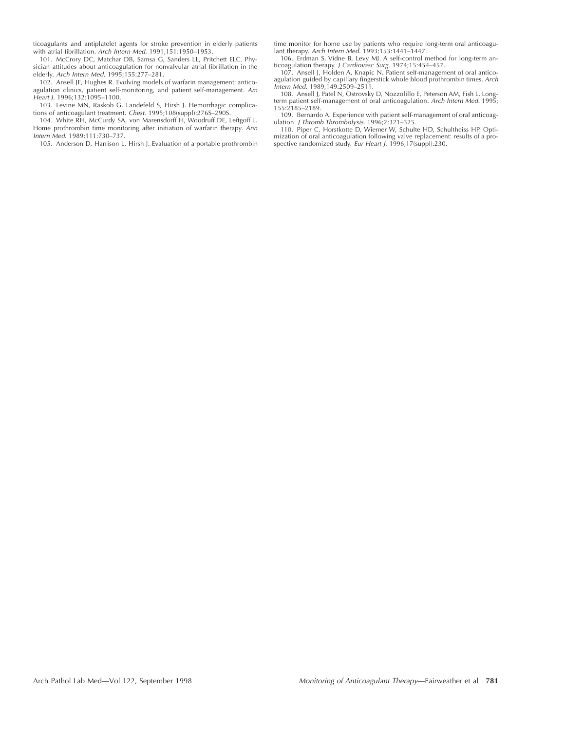ticoagulants and antiplatelet agents for stroke prevention in elderly patients with atrial fibrillation. *Arch Intern Med.* 1991;151:1950–1953.

101. McCrory DC, Matchar DB, Samsa G, Sanders LL, Pritchett ELC. Physician attitudes about anticoagulation for nonvalvular atrial fibrillation in the elderly. *Arch Intern Med.* 1995;155:277–281.

102. Ansell JE, Hughes R. Evolving models of warfarin management: anticoagulation clinics, patient self-monitoring, and patient self-management. *Am Heart J.* 1996;132:1095–1100.

103. Levine MN, Raskob G, Landefeld S, Hirsh J. Hemorrhagic complications of anticoagulant treatment. *Chest.* 1995;108(suppl):276S–290S.

104. White RH, McCurdy SA, von Marensdorff H, Woodruff DE, Leftgoff L. Home prothrombin time monitoring after initiation of warfarin therapy. *Ann Intern Med.* 1989;111:730–737.

105. Anderson D, Harrison L, Hirsh J. Evaluation of a portable prothrombin time monitor for home use by patients who require long-term oral anticoagulant therapy. *Arch Intern Med.* 1993;153:1441–1447.

106. Erdman S, Vidne B, Levy MJ. A self-control method for long-term anticoagulation therapy. *J Cardiovasc Surg.* 1974;15:454–457.

107. Ansell J, Holden A, Knapic N. Patient self-management of oral anticoagulation guided by capillary fingerstick whole blood prothrombin times. *Arch Intern Med.* 1989;149:2509–2511.

108. Ansell J, Patel N, Ostrovsky D, Nozzolillo E, Peterson AM, Fish L. Long-term patient self-management of oral anticoagulation. *Arch Intern Med.* 1995; 155:2185–2189.

109. Bernardo A. Experience with patient self-management of oral anticoagulation. *J Thromb Thrombolysis.* 1996;2:321–325.

110. Piper C, Horstkotte D, Wiemer W, Schulte HD, Schultheiss HP. Optimization of oral anticoagulation following valve replacement: results of a prospective randomized study. *Eur Heart J.* 1996;17(suppl):230.